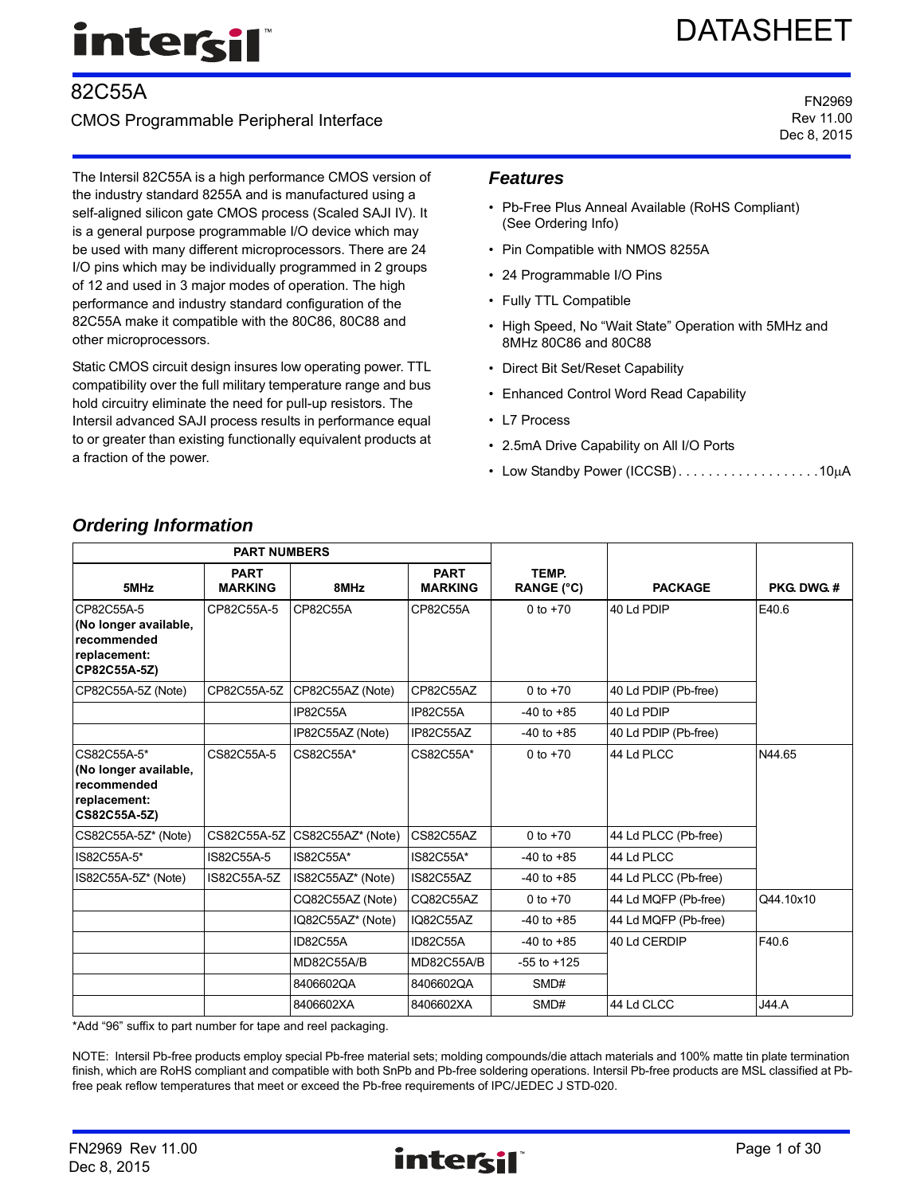# 82C55A

## CMOS Programmable Peripheral Interface

FN2969
Rev 11.00
Dec 8, 2015

The Intersil 82C55A is a high performance CMOS version of the industry standard 8255A and is manufactured using a self-aligned silicon gate CMOS process (Scaled SAJI IV). It is a general purpose programmable I/O device which may be used with many different microprocessors. There are 24 I/O pins which may be individually programmed in 2 groups of 12 and used in 3 major modes of operation. The high performance and industry standard configuration of the 82C55A make it compatible with the 80C86, 80C88 and other microprocessors.

Static CMOS circuit design insures low operating power. TTL compatibility over the full military temperature range and bus hold circuitry eliminate the need for pull-up resistors. The Intersil advanced SAJI process results in performance equal to or greater than existing functionally equivalent products at a fraction of the power.

## *Features*

- Pb-Free Plus Anneal Available (RoHS Compliant) (See Ordering Info)
- Pin Compatible with NMOS 8255A
- 24 Programmable I/O Pins
- Fully TTL Compatible
- High Speed, No "Wait State" Operation with 5MHz and 8MHz 80C86 and 80C88
- Direct Bit Set/Reset Capability
- Enhanced Control Word Read Capability
- L7 Process
- 2.5mA Drive Capability on All I/O Ports
- Low Standby Power (ICCSB) . . . . . . . . . . . . . . . . . . . 10μA

## *Ordering Information*

| PART NUMBERS | | | | TEMP. RANGE (°C) | PACKAGE | PKG. DWG. # |
|---|---|---|---|---|---|---|
| **5MHz** | **PART MARKING** | **8MHz** | **PART MARKING** | | | |
| CP82C55A-5 **(No longer available, recommended replacement: CP82C55A-5Z)** | CP82C55A-5 | CP82C55A | CP82C55A | 0 to +70 | 40 Ld PDIP | E40.6 |
| CP82C55A-5Z (Note) | CP82C55A-5Z | CP82C55AZ (Note) | CP82C55AZ | 0 to +70 | 40 Ld PDIP (Pb-free) | |
| | | IP82C55A | IP82C55A | -40 to +85 | 40 Ld PDIP | |
| | | IP82C55AZ (Note) | IP82C55AZ | -40 to +85 | 40 Ld PDIP (Pb-free) | |
| CS82C55A-5* **(No longer available, recommended replacement: CS82C55A-5Z)** | CS82C55A-5 | CS82C55A* | CS82C55A* | 0 to +70 | 44 Ld PLCC | N44.65 |
| CS82C55A-5Z* (Note) | CS82C55A-5Z | CS82C55AZ* (Note) | CS82C55AZ | 0 to +70 | 44 Ld PLCC (Pb-free) | |
| IS82C55A-5* | IS82C55A-5 | IS82C55A* | IS82C55A* | -40 to +85 | 44 Ld PLCC | |
| IS82C55A-5Z* (Note) | IS82C55A-5Z | IS82C55AZ* (Note) | IS82C55AZ | -40 to +85 | 44 Ld PLCC (Pb-free) | |
| | | CQ82C55AZ (Note) | CQ82C55AZ | 0 to +70 | 44 Ld MQFP (Pb-free) | Q44.10x10 |
| | | IQ82C55AZ* (Note) | IQ82C55AZ | -40 to +85 | 44 Ld MQFP (Pb-free) | |
| | | ID82C55A | ID82C55A | -40 to +85 | 40 Ld CERDIP | F40.6 |
| | | MD82C55A/B | MD82C55A/B | -55 to +125 | | |
| | | 8406602QA | 8406602QA | SMD# | | |
| | | 8406602XA | 8406602XA | SMD# | 44 Ld CLCC | J44.A |

*Add "96" suffix to part number for tape and reel packaging.

NOTE: Intersil Pb-free products employ special Pb-free material sets; molding compounds/die attach materials and 100% matte tin plate termination finish, which are RoHS compliant and compatible with both SnPb and Pb-free soldering operations. Intersil Pb-free products are MSL classified at Pb-free peak reflow temperatures that meet or exceed the Pb-free requirements of IPC/JEDEC J STD-020.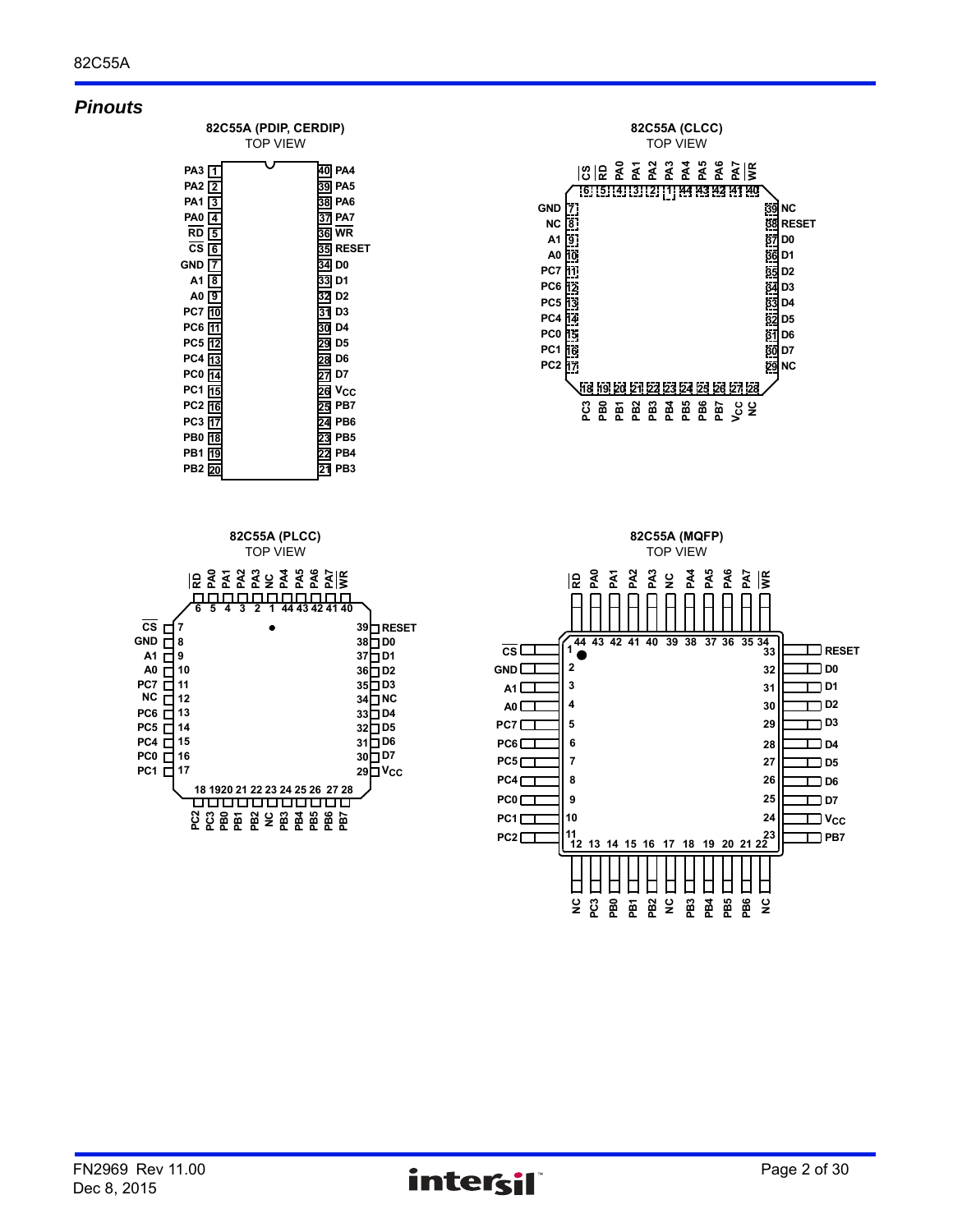## Pinouts

**82C55A (PDIP, CERDIP)**
TOP VIEW

| Pin | Name | Pin | Name |
|---|---|---|---|
| 1 | PA3 | 40 | PA4 |
| 2 | PA2 | 39 | PA5 |
| 3 | PA1 | 38 | PA6 |
| 4 | PA0 | 37 | PA7 |
| 5 | $\overline{RD}$ | 36 | $\overline{WR}$ |
| 6 | $\overline{CS}$ | 35 | RESET |
| 7 | GND | 34 | D0 |
| 8 | A1 | 33 | D1 |
| 9 | A0 | 32 | D2 |
| 10 | PC7 | 31 | D3 |
| 11 | PC6 | 30 | D4 |
| 12 | PC5 | 29 | D5 |
| 13 | PC4 | 28 | D6 |
| 14 | PC0 | 27 | D7 |
| 15 | PC1 | 26 | $V_{CC}$ |
| 16 | PC2 | 25 | PB7 |
| 17 | PC3 | 24 | PB6 |
| 18 | PB0 | 23 | PB5 |
| 19 | PB1 | 22 | PB4 |
| 20 | PB2 | 21 | PB3 |

**82C55A (CLCC)**
TOP VIEW

| Pin | Name | Pin | Name | Pin | Name | Pin | Name |
|---|---|---|---|---|---|---|---|
| 1 | PA3 | 12 | PC6 | 23 | PB4 | 34 | D3 |
| 2 | PA2 | 13 | PC5 | 24 | PB5 | 35 | D2 |
| 3 | PA1 | 14 | PC4 | 25 | PB6 | 36 | D1 |
| 4 | PA0 | 15 | PC0 | 26 | PB7 | 37 | D0 |
| 5 | $\overline{RD}$ | 16 | PC1 | 27 | $V_{CC}$ | 38 | RESET |
| 6 | $\overline{CS}$ | 17 | PC2 | 28 | NC | 39 | NC |
| 7 | GND | 18 | PC3 | 29 | NC | 40 | $\overline{WR}$ |
| 8 | NC | 19 | PB0 | 30 | D7 | 41 | PA7 |
| 9 | A1 | 20 | PB1 | 31 | D6 | 42 | PA6 |
| 10 | A0 | 21 | PB2 | 32 | D5 | 43 | PA5 |
| 11 | PC7 | 22 | PB3 | 33 | D4 | 44 | PA4 |

**82C55A (PLCC)**
TOP VIEW

| Pin | Name | Pin | Name | Pin | Name | Pin | Name |
|---|---|---|---|---|---|---|---|
| 1 | NC | 12 | NC | 23 | NC | 34 | NC |
| 2 | PA3 | 13 | PC6 | 24 | PB3 | 35 | D3 |
| 3 | PA2 | 14 | PC5 | 25 | PB4 | 36 | D2 |
| 4 | PA1 | 15 | PC4 | 26 | PB5 | 37 | D1 |
| 5 | PA0 | 16 | PC0 | 27 | PB6 | 38 | D0 |
| 6 | $\overline{RD}$ | 17 | PC1 | 28 | PB7 | 39 | RESET |
| 7 | $\overline{CS}$ | 18 | PC2 | 29 | $V_{CC}$ | 40 | $\overline{WR}$ |
| 8 | GND | 19 | PC3 | 30 | D7 | 41 | PA7 |
| 9 | A1 | 20 | PB0 | 31 | D6 | 42 | PA6 |
| 10 | A0 | 21 | PB1 | 32 | D5 | 43 | PA5 |
| 11 | PC7 | 22 | PB2 | 33 | D4 | 44 | PA4 |

**82C55A (MQFP)**
TOP VIEW

| Pin | Name | Pin | Name | Pin | Name | Pin | Name |
|---|---|---|---|---|---|---|---|
| 1 | $\overline{CS}$ | 12 | NC | 23 | PB7 | 34 | $\overline{WR}$ |
| 2 | GND | 13 | PC3 | 24 | $V_{CC}$ | 35 | PA7 |
| 3 | A1 | 14 | PB0 | 25 | D7 | 36 | PA6 |
| 4 | A0 | 15 | PB1 | 26 | D6 | 37 | PA5 |
| 5 | PC7 | 16 | PB2 | 27 | D5 | 38 | PA4 |
| 6 | PC6 | 17 | NC | 28 | D4 | 39 | NC |
| 7 | PC5 | 18 | PB3 | 29 | D3 | 40 | PA3 |
| 8 | PC4 | 19 | PB4 | 30 | D2 | 41 | PA2 |
| 9 | PC0 | 20 | PB5 | 31 | D1 | 42 | PA1 |
| 10 | PC1 | 21 | PB6 | 32 | D0 | 43 | PA0 |
| 11 | PC2 | 22 | NC | 33 | RESET | 44 | $\overline{RD}$ |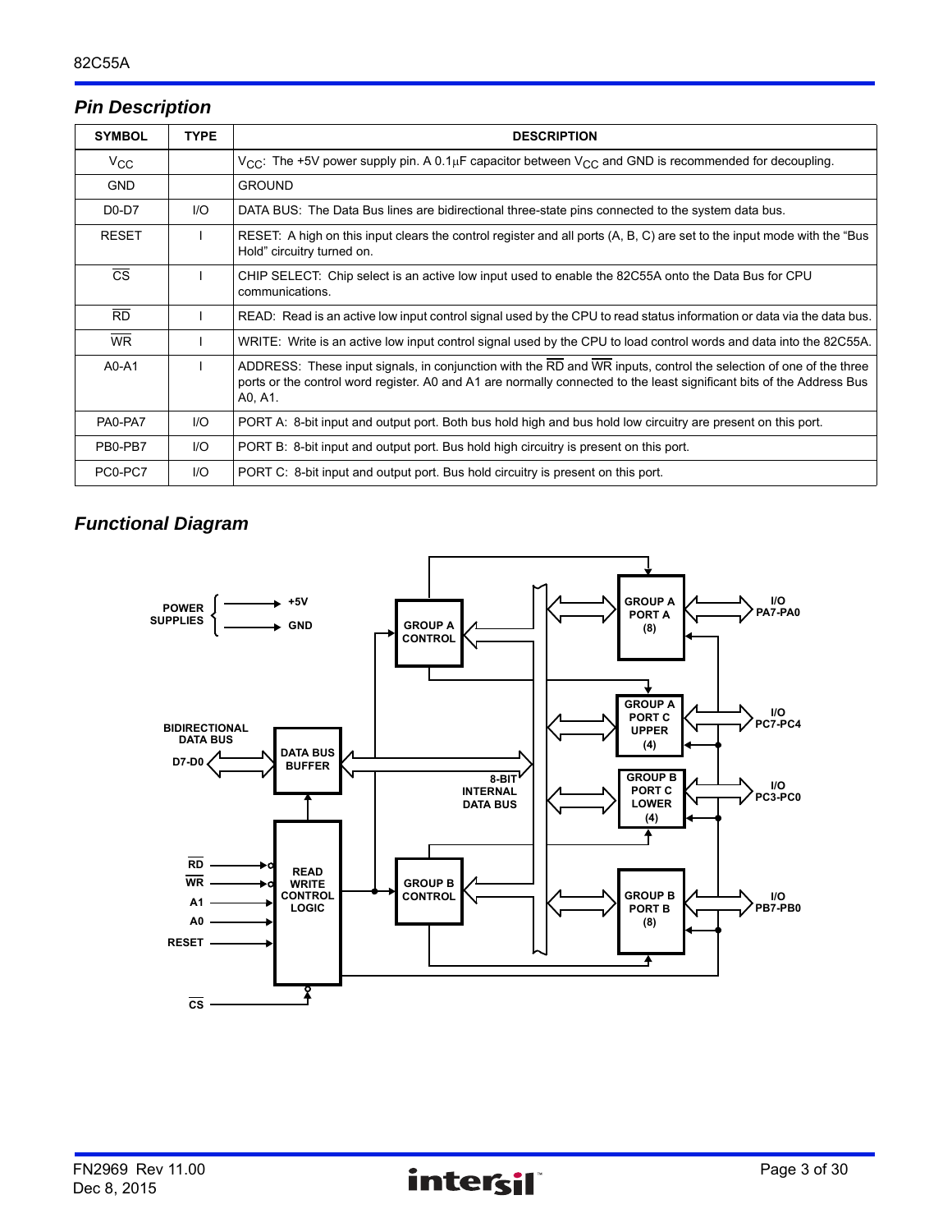## Pin Description

| SYMBOL | TYPE | DESCRIPTION |
|---|---|---|
| $V_{CC}$ | | $V_{CC}$: The +5V power supply pin. A 0.1µF capacitor between $V_{CC}$ and GND is recommended for decoupling. |
| GND | | GROUND |
| D0-D7 | I/O | DATA BUS: The Data Bus lines are bidirectional three-state pins connected to the system data bus. |
| RESET | I | RESET: A high on this input clears the control register and all ports (A, B, C) are set to the input mode with the "Bus Hold" circuitry turned on. |
| $\overline{CS}$ | I | CHIP SELECT: Chip select is an active low input used to enable the 82C55A onto the Data Bus for CPU communications. |
| $\overline{RD}$ | I | READ: Read is an active low input control signal used by the CPU to read status information or data via the data bus. |
| $\overline{WR}$ | I | WRITE: Write is an active low input control signal used by the CPU to load control words and data into the 82C55A. |
| A0-A1 | I | ADDRESS: These input signals, in conjunction with the $\overline{RD}$ and $\overline{WR}$ inputs, control the selection of one of the three ports or the control word register. A0 and A1 are normally connected to the least significant bits of the Address Bus A0, A1. |
| PA0-PA7 | I/O | PORT A: 8-bit input and output port. Both bus hold high and bus hold low circuitry are present on this port. |
| PB0-PB7 | I/O | PORT B: 8-bit input and output port. Bus hold high circuitry is present on this port. |
| PC0-PC7 | I/O | PORT C: 8-bit input and output port. Bus hold circuitry is present on this port. |

## Functional Diagram

POWER SUPPLIES: +5V, GND

BIDIRECTIONAL DATA BUS D7-D0 — DATA BUS BUFFER — 8-BIT INTERNAL DATA BUS

$\overline{RD}$, $\overline{WR}$, A1, A0, RESET, $\overline{CS}$ — READ WRITE CONTROL LOGIC

GROUP A CONTROL — GROUP A PORT A (8) — I/O PA7-PA0

GROUP A PORT C UPPER (4) — I/O PC7-PC4

GROUP B PORT C LOWER (4) — I/O PC3-PC0

GROUP B CONTROL — GROUP B PORT B (8) — I/O PB7-PB0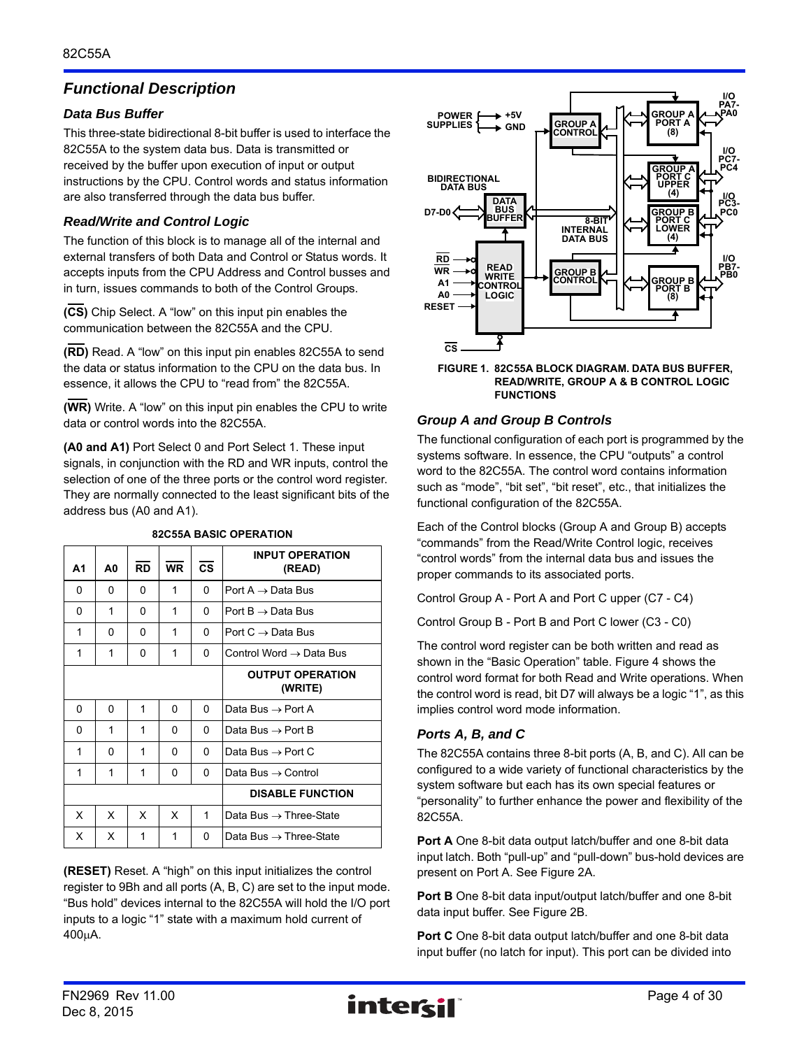## Functional Description

### Data Bus Buffer

This three-state bidirectional 8-bit buffer is used to interface the 82C55A to the system data bus. Data is transmitted or received by the buffer upon execution of input or output instructions by the CPU. Control words and status information are also transferred through the data bus buffer.

### Read/Write and Control Logic

The function of this block is to manage all of the internal and external transfers of both Data and Control or Status words. It accepts inputs from the CPU Address and Control busses and in turn, issues commands to both of the Control Groups.

**(CS)** Chip Select. A "low" on this input pin enables the communication between the 82C55A and the CPU.

**(RD)** Read. A "low" on this input pin enables 82C55A to send the data or status information to the CPU on the data bus. In essence, it allows the CPU to "read from" the 82C55A.

**(WR)** Write. A "low" on this input pin enables the CPU to write data or control words into the 82C55A.

**(A0 and A1)** Port Select 0 and Port Select 1. These input signals, in conjunction with the RD and WR inputs, control the selection of one of the three ports or the control word register. They are normally connected to the least significant bits of the address bus (A0 and A1).

**82C55A BASIC OPERATION**

| A1 | A0 | RD | WR | CS | INPUT OPERATION (READ) |
|---|---|---|---|---|---|
| 0 | 0 | 0 | 1 | 0 | Port A → Data Bus |
| 0 | 1 | 0 | 1 | 0 | Port B → Data Bus |
| 1 | 0 | 0 | 1 | 0 | Port C → Data Bus |
| 1 | 1 | 0 | 1 | 0 | Control Word → Data Bus |
| | | | | | **OUTPUT OPERATION (WRITE)** |
| 0 | 0 | 1 | 0 | 0 | Data Bus → Port A |
| 0 | 1 | 1 | 0 | 0 | Data Bus → Port B |
| 1 | 0 | 1 | 0 | 0 | Data Bus → Port C |
| 1 | 1 | 1 | 0 | 0 | Data Bus → Control |
| | | | | | **DISABLE FUNCTION** |
| X | X | X | X | 1 | Data Bus → Three-State |
| X | X | 1 | 1 | 0 | Data Bus → Three-State |

**(RESET)** Reset. A "high" on this input initializes the control register to 9Bh and all ports (A, B, C) are set to the input mode. "Bus hold" devices internal to the 82C55A will hold the I/O port inputs to a logic "1" state with a maximum hold current of 400μA.

FIGURE 1. 82C55A BLOCK DIAGRAM. DATA BUS BUFFER, READ/WRITE, GROUP A & B CONTROL LOGIC FUNCTIONS

### Group A and Group B Controls

The functional configuration of each port is programmed by the systems software. In essence, the CPU "outputs" a control word to the 82C55A. The control word contains information such as "mode", "bit set", "bit reset", etc., that initializes the functional configuration of the 82C55A.

Each of the Control blocks (Group A and Group B) accepts "commands" from the Read/Write Control logic, receives "control words" from the internal data bus and issues the proper commands to its associated ports.

Control Group A - Port A and Port C upper (C7 - C4)

Control Group B - Port B and Port C lower (C3 - C0)

The control word register can be both written and read as shown in the "Basic Operation" table. Figure 4 shows the control word format for both Read and Write operations. When the control word is read, bit D7 will always be a logic "1", as this implies control word mode information.

### Ports A, B, and C

The 82C55A contains three 8-bit ports (A, B, and C). All can be configured to a wide variety of functional characteristics by the system software but each has its own special features or "personality" to further enhance the power and flexibility of the 82C55A.

**Port A** One 8-bit data output latch/buffer and one 8-bit data input latch. Both "pull-up" and "pull-down" bus-hold devices are present on Port A. See Figure 2A.

**Port B** One 8-bit data input/output latch/buffer and one 8-bit data input buffer. See Figure 2B.

**Port C** One 8-bit data output latch/buffer and one 8-bit data input buffer (no latch for input). This port can be divided into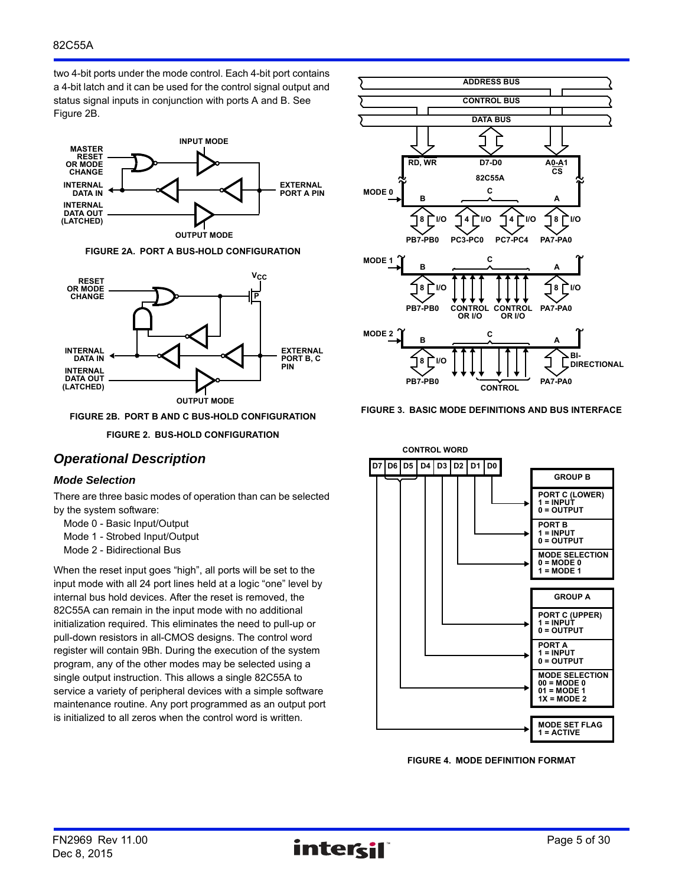two 4-bit ports under the mode control. Each 4-bit port contains a 4-bit latch and it can be used for the control signal output and status signal inputs in conjunction with ports A and B. See Figure 2B.

FIGURE 2A. PORT A BUS-HOLD CONFIGURATION

FIGURE 2B. PORT B AND C BUS-HOLD CONFIGURATION

FIGURE 2. BUS-HOLD CONFIGURATION

## *Operational Description*

### *Mode Selection*

There are three basic modes of operation than can be selected by the system software:

Mode 0 - Basic Input/Output

Mode 1 - Strobed Input/Output

Mode 2 - Bidirectional Bus

When the reset input goes “high”, all ports will be set to the input mode with all 24 port lines held at a logic “one” level by internal bus hold devices. After the reset is removed, the 82C55A can remain in the input mode with no additional initialization required. This eliminates the need to pull-up or pull-down resistors in all-CMOS designs. The control word register will contain 9Bh. During the execution of the system program, any of the other modes may be selected using a single output instruction. This allows a single 82C55A to service a variety of peripheral devices with a simple software maintenance routine. Any port programmed as an output port is initialized to all zeros when the control word is written.

FIGURE 3. BASIC MODE DEFINITIONS AND BUS INTERFACE

FIGURE 4. MODE DEFINITION FORMAT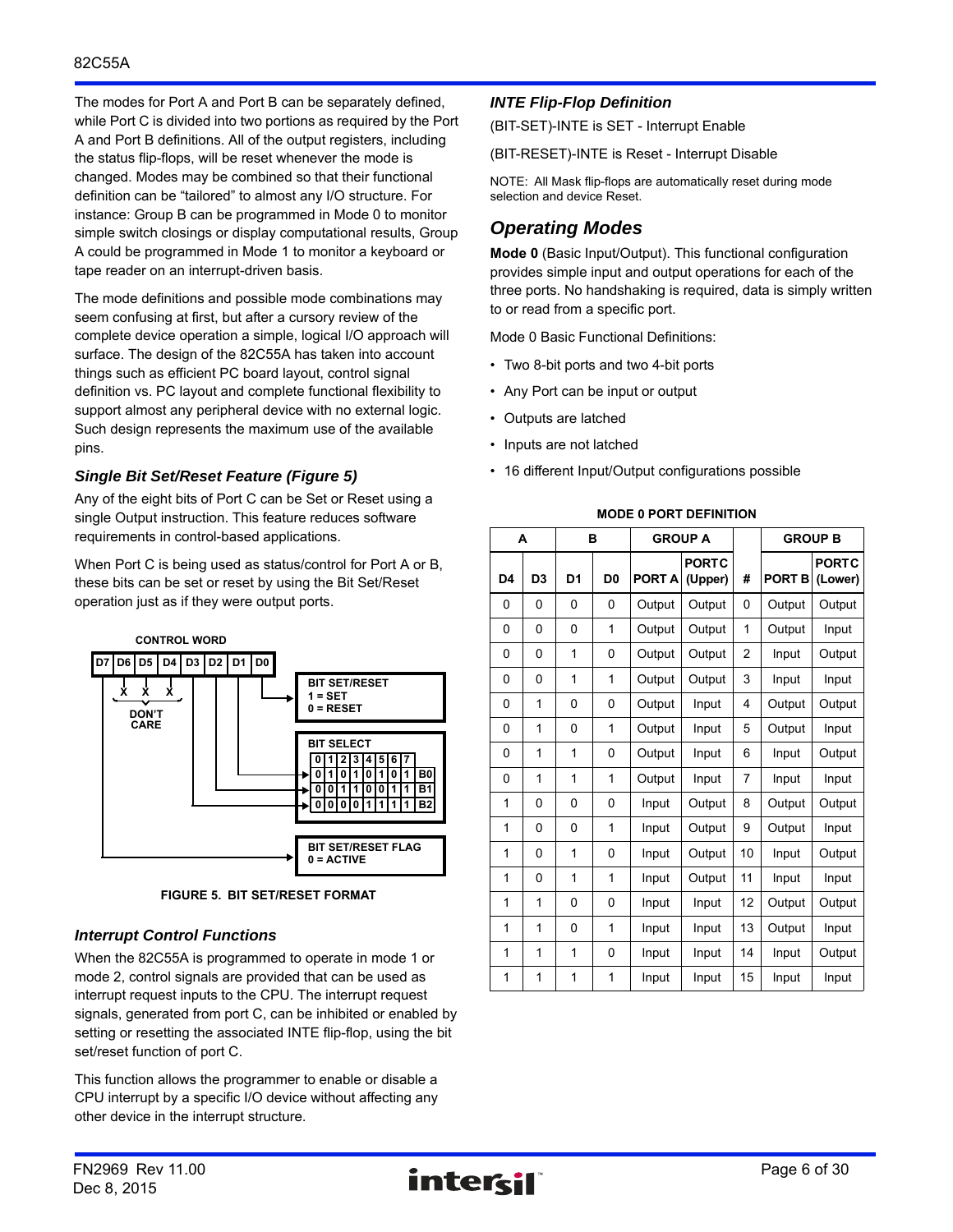The modes for Port A and Port B can be separately defined, while Port C is divided into two portions as required by the Port A and Port B definitions. All of the output registers, including the status flip-flops, will be reset whenever the mode is changed. Modes may be combined so that their functional definition can be "tailored" to almost any I/O structure. For instance: Group B can be programmed in Mode 0 to monitor simple switch closings or display computational results, Group A could be programmed in Mode 1 to monitor a keyboard or tape reader on an interrupt-driven basis.

The mode definitions and possible mode combinations may seem confusing at first, but after a cursory review of the complete device operation a simple, logical I/O approach will surface. The design of the 82C55A has taken into account things such as efficient PC board layout, control signal definition vs. PC layout and complete functional flexibility to support almost any peripheral device with no external logic. Such design represents the maximum use of the available pins.

### *Single Bit Set/Reset Feature (Figure 5)*

Any of the eight bits of Port C can be Set or Reset using a single Output instruction. This feature reduces software requirements in control-based applications.

When Port C is being used as status/control for Port A or B, these bits can be set or reset by using the Bit Set/Reset operation just as if they were output ports.

CONTROL WORD

| D7 | D6 | D5 | D4 | D3 | D2 | D1 | D0 |
|---|---|---|---|---|---|---|---|
| | X | X | X | | | | |

D6, D5, D4: DON'T CARE

D0 → BIT SET/RESET: 1 = SET, 0 = RESET

D3, D2, D1 → BIT SELECT:

| | 0 | 1 | 2 | 3 | 4 | 5 | 6 | 7 |
|---|---|---|---|---|---|---|---|---|
| B0 | 0 | 1 | 0 | 1 | 0 | 1 | 0 | 1 |
| B1 | 0 | 0 | 1 | 1 | 0 | 0 | 1 | 1 |
| B2 | 0 | 0 | 0 | 0 | 1 | 1 | 1 | 1 |

D7 → BIT SET/RESET FLAG: 0 = ACTIVE

FIGURE 5. BIT SET/RESET FORMAT

### *Interrupt Control Functions*

When the 82C55A is programmed to operate in mode 1 or mode 2, control signals are provided that can be used as interrupt request inputs to the CPU. The interrupt request signals, generated from port C, can be inhibited or enabled by setting or resetting the associated INTE flip-flop, using the bit set/reset function of port C.

This function allows the programmer to enable or disable a CPU interrupt by a specific I/O device without affecting any other device in the interrupt structure.

### *INTE Flip-Flop Definition*

(BIT-SET)-INTE is SET - Interrupt Enable

(BIT-RESET)-INTE is Reset - Interrupt Disable

NOTE: All Mask flip-flops are automatically reset during mode selection and device Reset.

## *Operating Modes*

**Mode 0** (Basic Input/Output). This functional configuration provides simple input and output operations for each of the three ports. No handshaking is required, data is simply written to or read from a specific port.

Mode 0 Basic Functional Definitions:

- Two 8-bit ports and two 4-bit ports
- Any Port can be input or output
- Outputs are latched
- Inputs are not latched
- 16 different Input/Output configurations possible

**MODE 0 PORT DEFINITION**

| A | | B | | GROUP A | | | GROUP B | |
|---|---|---|---|---|---|---|---|---|
| D4 | D3 | D1 | D0 | PORT A | PORT C (Upper) | # | PORT B | PORT C (Lower) |
| 0 | 0 | 0 | 0 | Output | Output | 0 | Output | Output |
| 0 | 0 | 0 | 1 | Output | Output | 1 | Output | Input |
| 0 | 0 | 1 | 0 | Output | Output | 2 | Input | Output |
| 0 | 0 | 1 | 1 | Output | Output | 3 | Input | Input |
| 0 | 1 | 0 | 0 | Output | Input | 4 | Output | Output |
| 0 | 1 | 0 | 1 | Output | Input | 5 | Output | Input |
| 0 | 1 | 1 | 0 | Output | Input | 6 | Input | Output |
| 0 | 1 | 1 | 1 | Output | Input | 7 | Input | Input |
| 1 | 0 | 0 | 0 | Input | Output | 8 | Output | Output |
| 1 | 0 | 0 | 1 | Input | Output | 9 | Output | Input |
| 1 | 0 | 1 | 0 | Input | Output | 10 | Input | Output |
| 1 | 0 | 1 | 1 | Input | Output | 11 | Input | Input |
| 1 | 1 | 0 | 0 | Input | Input | 12 | Output | Output |
| 1 | 1 | 0 | 1 | Input | Input | 13 | Output | Input |
| 1 | 1 | 1 | 0 | Input | Input | 14 | Input | Output |
| 1 | 1 | 1 | 1 | Input | Input | 15 | Input | Input |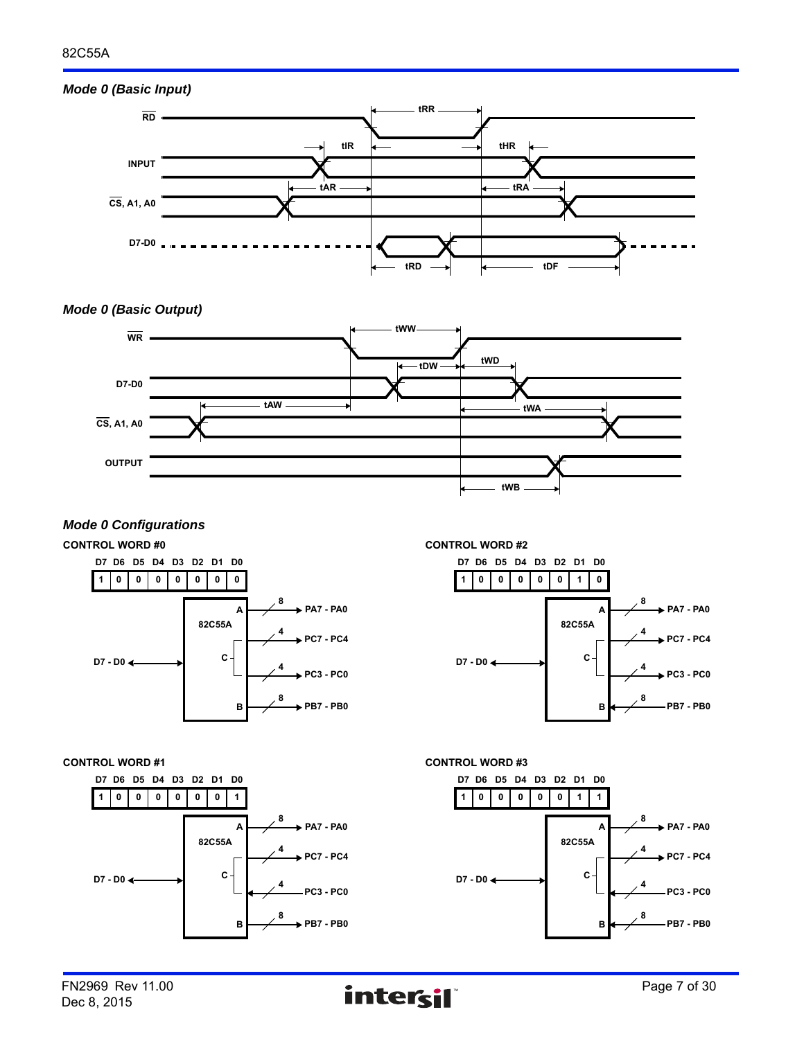### *Mode 0 (Basic Input)*

RD, INPUT, CS, A1, A0, D7-D0

tRR, tIR, tHR, tAR, tRA, tRD, tDF

### *Mode 0 (Basic Output)*

WR, D7-D0, CS, A1, A0, OUTPUT

tWW, tDW, tWD, tAW, tWA, tWB

### *Mode 0 Configurations*

**CONTROL WORD #0**

| D7 | D6 | D5 | D4 | D3 | D2 | D1 | D0 |
|---|---|---|---|---|---|---|---|
| 1 | 0 | 0 | 0 | 0 | 0 | 0 | 0 |

82C55A: D7 - D0 ↔; A → 8 → PA7 - PA0; C → 4 → PC7 - PC4; C → 4 → PC3 - PC0; B → 8 → PB7 - PB0

**CONTROL WORD #2**

| D7 | D6 | D5 | D4 | D3 | D2 | D1 | D0 |
|---|---|---|---|---|---|---|---|
| 1 | 0 | 0 | 0 | 0 | 0 | 1 | 0 |

82C55A: D7 - D0 ↔; A → 8 → PA7 - PA0; C → 4 → PC7 - PC4; C → 4 → PC3 - PC0; B ← 8 ← PB7 - PB0

**CONTROL WORD #1**

| D7 | D6 | D5 | D4 | D3 | D2 | D1 | D0 |
|---|---|---|---|---|---|---|---|
| 1 | 0 | 0 | 0 | 0 | 0 | 0 | 1 |

82C55A: D7 - D0 ↔; A → 8 → PA7 - PA0; C → 4 → PC7 - PC4; C ← 4 ← PC3 - PC0; B → 8 → PB7 - PB0

**CONTROL WORD #3**

| D7 | D6 | D5 | D4 | D3 | D2 | D1 | D0 |
|---|---|---|---|---|---|---|---|
| 1 | 0 | 0 | 0 | 0 | 0 | 1 | 1 |

82C55A: D7 - D0 ↔; A → 8 → PA7 - PA0; C → 4 → PC7 - PC4; C ← 4 ← PC3 - PC0; B ← 8 ← PB7 - PB0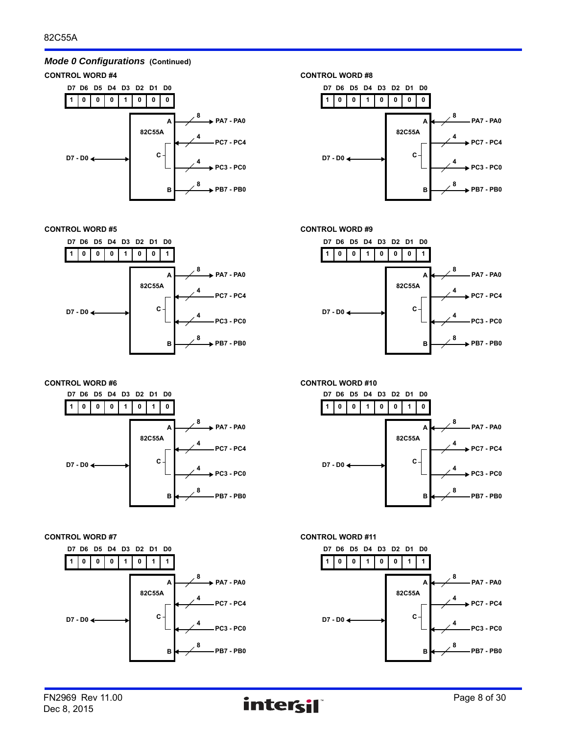## *Mode 0 Configurations* (Continued)

**CONTROL WORD #4**

| D7 | D6 | D5 | D4 | D3 | D2 | D1 | D0 |
|---|---|---|---|---|---|---|---|
| 1 | 0 | 0 | 0 | 1 | 0 | 0 | 0 |

82C55A: D7 - D0 (bidirectional); A → PA7 - PA0 (8, output); C → PC7 - PC4 (4, input); C → PC3 - PC0 (4, output); B → PB7 - PB0 (8, output)

**CONTROL WORD #5**

| D7 | D6 | D5 | D4 | D3 | D2 | D1 | D0 |
|---|---|---|---|---|---|---|---|
| 1 | 0 | 0 | 0 | 1 | 0 | 0 | 1 |

82C55A: D7 - D0 (bidirectional); A → PA7 - PA0 (8, output); C → PC7 - PC4 (4, input); C → PC3 - PC0 (4, input); B → PB7 - PB0 (8, output)

**CONTROL WORD #6**

| D7 | D6 | D5 | D4 | D3 | D2 | D1 | D0 |
|---|---|---|---|---|---|---|---|
| 1 | 0 | 0 | 0 | 1 | 0 | 1 | 0 |

82C55A: D7 - D0 (bidirectional); A → PA7 - PA0 (8, output); C → PC7 - PC4 (4, input); C → PC3 - PC0 (4, output); B → PB7 - PB0 (8, input)

**CONTROL WORD #7**

| D7 | D6 | D5 | D4 | D3 | D2 | D1 | D0 |
|---|---|---|---|---|---|---|---|
| 1 | 0 | 0 | 0 | 1 | 0 | 1 | 1 |

82C55A: D7 - D0 (bidirectional); A → PA7 - PA0 (8, output); C → PC7 - PC4 (4, input); C → PC3 - PC0 (4, input); B → PB7 - PB0 (8, input)

**CONTROL WORD #8**

| D7 | D6 | D5 | D4 | D3 | D2 | D1 | D0 |
|---|---|---|---|---|---|---|---|
| 1 | 0 | 0 | 1 | 0 | 0 | 0 | 0 |

82C55A: D7 - D0 (bidirectional); A → PA7 - PA0 (8, input); C → PC7 - PC4 (4, output); C → PC3 - PC0 (4, output); B → PB7 - PB0 (8, output)

**CONTROL WORD #9**

| D7 | D6 | D5 | D4 | D3 | D2 | D1 | D0 |
|---|---|---|---|---|---|---|---|
| 1 | 0 | 0 | 1 | 0 | 0 | 0 | 1 |

82C55A: D7 - D0 (bidirectional); A → PA7 - PA0 (8, input); C → PC7 - PC4 (4, output); C → PC3 - PC0 (4, input); B → PB7 - PB0 (8, output)

**CONTROL WORD #10**

| D7 | D6 | D5 | D4 | D3 | D2 | D1 | D0 |
|---|---|---|---|---|---|---|---|
| 1 | 0 | 0 | 1 | 0 | 0 | 1 | 0 |

82C55A: D7 - D0 (bidirectional); A → PA7 - PA0 (8, input); C → PC7 - PC4 (4, output); C → PC3 - PC0 (4, output); B → PB7 - PB0 (8, input)

**CONTROL WORD #11**

| D7 | D6 | D5 | D4 | D3 | D2 | D1 | D0 |
|---|---|---|---|---|---|---|---|
| 1 | 0 | 0 | 1 | 0 | 0 | 1 | 1 |

82C55A: D7 - D0 (bidirectional); A → PA7 - PA0 (8, input); C → PC7 - PC4 (4, output); C → PC3 - PC0 (4, input); B → PB7 - PB0 (8, input)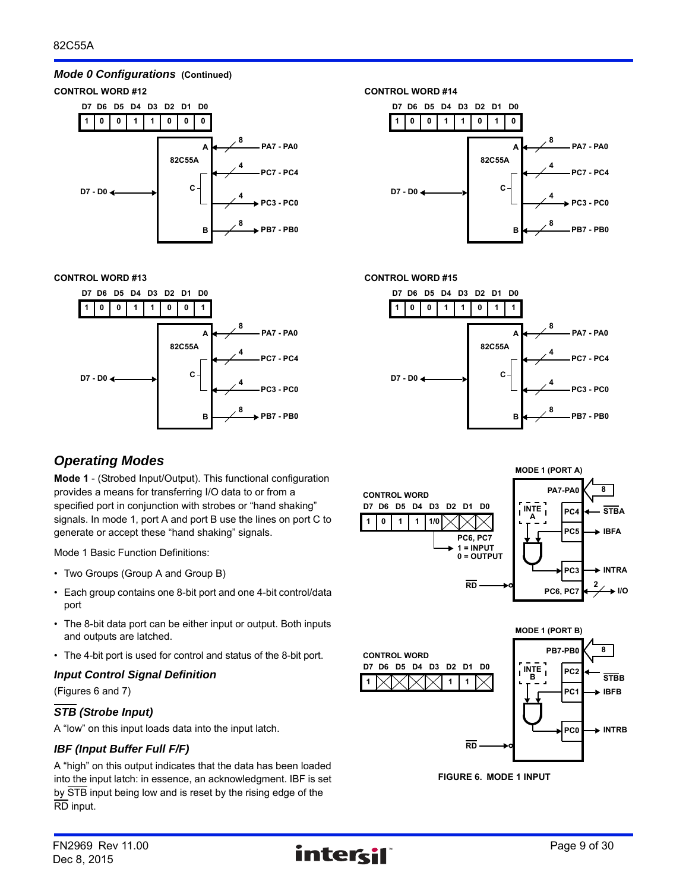### Mode 0 Configurations (Continued)

**CONTROL WORD #12**

| D7 | D6 | D5 | D4 | D3 | D2 | D1 | D0 |
|---|---|---|---|---|---|---|---|
| 1 | 0 | 0 | 1 | 1 | 0 | 0 | 0 |

82C55A: D7 - D0 ↔; A ← 8 PA7 - PA0; C ← 4 PC7 - PC4; C → 4 PC3 - PC0; B → 8 PB7 - PB0

**CONTROL WORD #13**

| D7 | D6 | D5 | D4 | D3 | D2 | D1 | D0 |
|---|---|---|---|---|---|---|---|
| 1 | 0 | 0 | 1 | 1 | 0 | 0 | 1 |

82C55A: D7 - D0 ↔; A ← 8 PA7 - PA0; C ← 4 PC7 - PC4; C ← 4 PC3 - PC0; B → 8 PB7 - PB0

**CONTROL WORD #14**

| D7 | D6 | D5 | D4 | D3 | D2 | D1 | D0 |
|---|---|---|---|---|---|---|---|
| 1 | 0 | 0 | 1 | 1 | 0 | 1 | 0 |

82C55A: D7 - D0 ↔; A ← 8 PA7 - PA0; C ← 4 PC7 - PC4; C → 4 PC3 - PC0; B ← 8 PB7 - PB0

**CONTROL WORD #15**

| D7 | D6 | D5 | D4 | D3 | D2 | D1 | D0 |
|---|---|---|---|---|---|---|---|
| 1 | 0 | 0 | 1 | 1 | 0 | 1 | 1 |

82C55A: D7 - D0 ↔; A ← 8 PA7 - PA0; C ← 4 PC7 - PC4; C ← 4 PC3 - PC0; B ← 8 PB7 - PB0

## Operating Modes

**Mode 1** - (Strobed Input/Output). This functional configuration provides a means for transferring I/O data to or from a specified port in conjunction with strobes or "hand shaking" signals. In mode 1, port A and port B use the lines on port C to generate or accept these "hand shaking" signals.

Mode 1 Basic Function Definitions:

- Two Groups (Group A and Group B)
- Each group contains one 8-bit port and one 4-bit control/data port
- The 8-bit data port can be either input or output. Both inputs and outputs are latched.
- The 4-bit port is used for control and status of the 8-bit port.

### Input Control Signal Definition

(Figures 6 and 7)

### STB (Strobe Input)

A "low" on this input loads data into the input latch.

### IBF (Input Buffer Full F/F)

A "high" on this output indicates that the data has been loaded into the input latch: in essence, an acknowledgment. IBF is set by STB input being low and is reset by the rising edge of the RD input.

**MODE 1 (PORT A)**

CONTROL WORD

| D7 | D6 | D5 | D4 | D3 | D2 | D1 | D0 |
|---|---|---|---|---|---|---|---|
| 1 | 0 | 1 | 1 | 1/0 | X | X | X |

D3: PC6, PC7 — 1 = INPUT, 0 = OUTPUT

PA7-PA0 (8); INTE A; PC4 ← STBA; PC5 → IBFA; PC3 → INTRA; RD; PC6, PC7 (2) ↔ I/O

**MODE 1 (PORT B)**

CONTROL WORD

| D7 | D6 | D5 | D4 | D3 | D2 | D1 | D0 |
|---|---|---|---|---|---|---|---|
| 1 | X | X | X | X | 1 | 1 | X |

PB7-PB0 (8); INTE B; PC2 ← STBB; PC1 → IBFB; PC0 → INTRB; RD

FIGURE 6. MODE 1 INPUT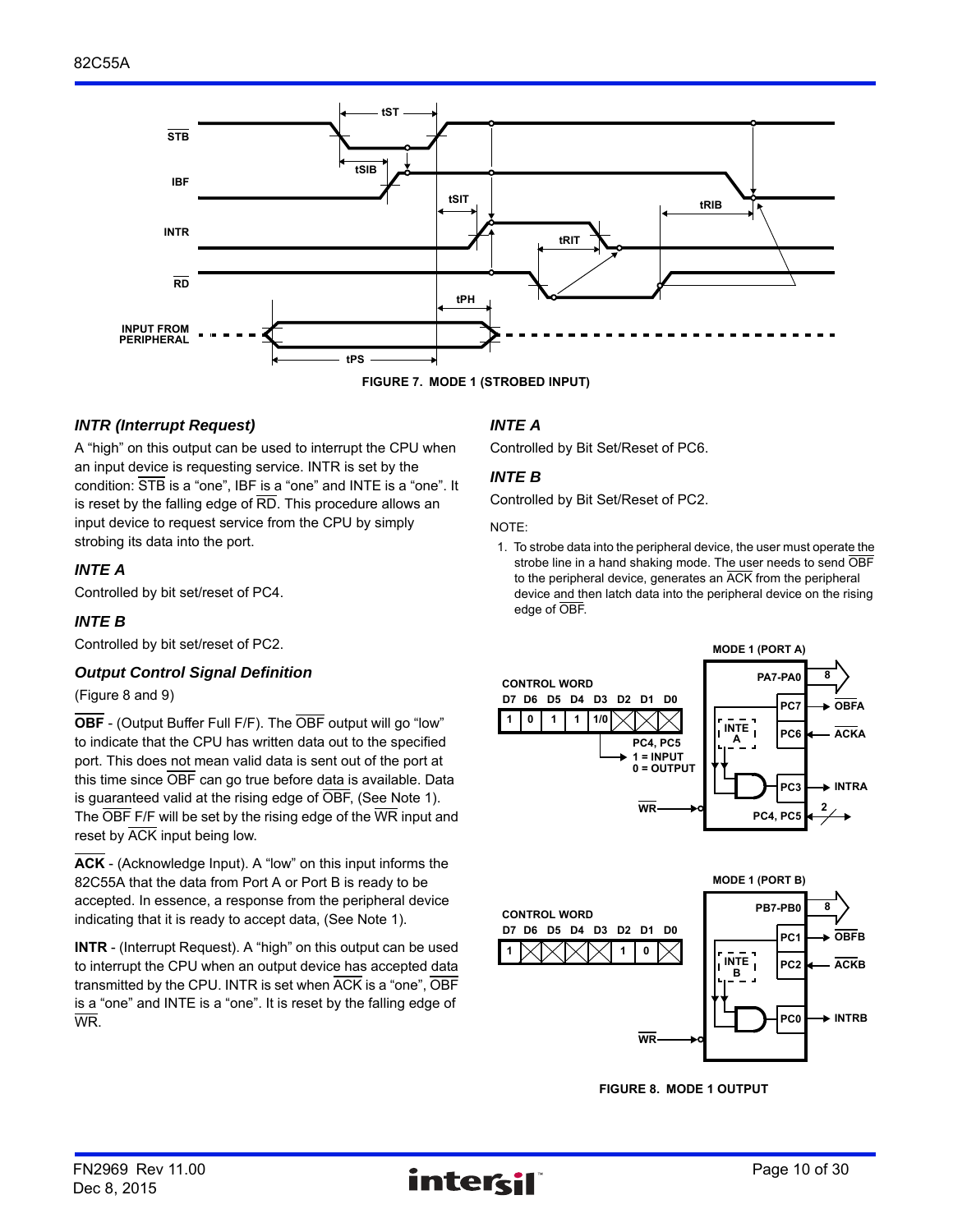FIGURE 7. MODE 1 (STROBED INPUT)

### *INTR (Interrupt Request)*

A "high" on this output can be used to interrupt the CPU when an input device is requesting service. INTR is set by the condition: $\overline{STB}$ is a "one", IBF is a "one" and INTE is a "one". It is reset by the falling edge of $\overline{RD}$. This procedure allows an input device to request service from the CPU by simply strobing its data into the port.

### *INTE A*

Controlled by bit set/reset of PC4.

### *INTE B*

Controlled by bit set/reset of PC2.

### *Output Control Signal Definition*

(Figure 8 and 9)

**$\overline{OBF}$** - (Output Buffer Full F/F). The $\overline{OBF}$ output will go "low" to indicate that the CPU has written data out to the specified port. This does not mean valid data is sent out of the port at this time since $\overline{OBF}$ can go true before data is available. Data is guaranteed valid at the rising edge of $\overline{OBF}$, (See Note 1). The $\overline{OBF}$ F/F will be set by the rising edge of the $\overline{WR}$ input and reset by $\overline{ACK}$ input being low.

**$\overline{ACK}$** - (Acknowledge Input). A "low" on this input informs the 82C55A that the data from Port A or Port B is ready to be accepted. In essence, a response from the peripheral device indicating that it is ready to accept data, (See Note 1).

**INTR** - (Interrupt Request). A "high" on this output can be used to interrupt the CPU when an output device has accepted data transmitted by the CPU. INTR is set when $\overline{ACK}$ is a "one", $\overline{OBF}$ is a "one" and INTE is a "one". It is reset by the falling edge of $\overline{WR}$.

### *INTE A*

Controlled by Bit Set/Reset of PC6.

### *INTE B*

Controlled by Bit Set/Reset of PC2.

NOTE:

1. To strobe data into the peripheral device, the user must operate the strobe line in a hand shaking mode. The user needs to send $\overline{OBF}$ to the peripheral device, generates an $\overline{ACK}$ from the peripheral device and then latch data into the peripheral device on the rising edge of $\overline{OBF}$.

FIGURE 8. MODE 1 OUTPUT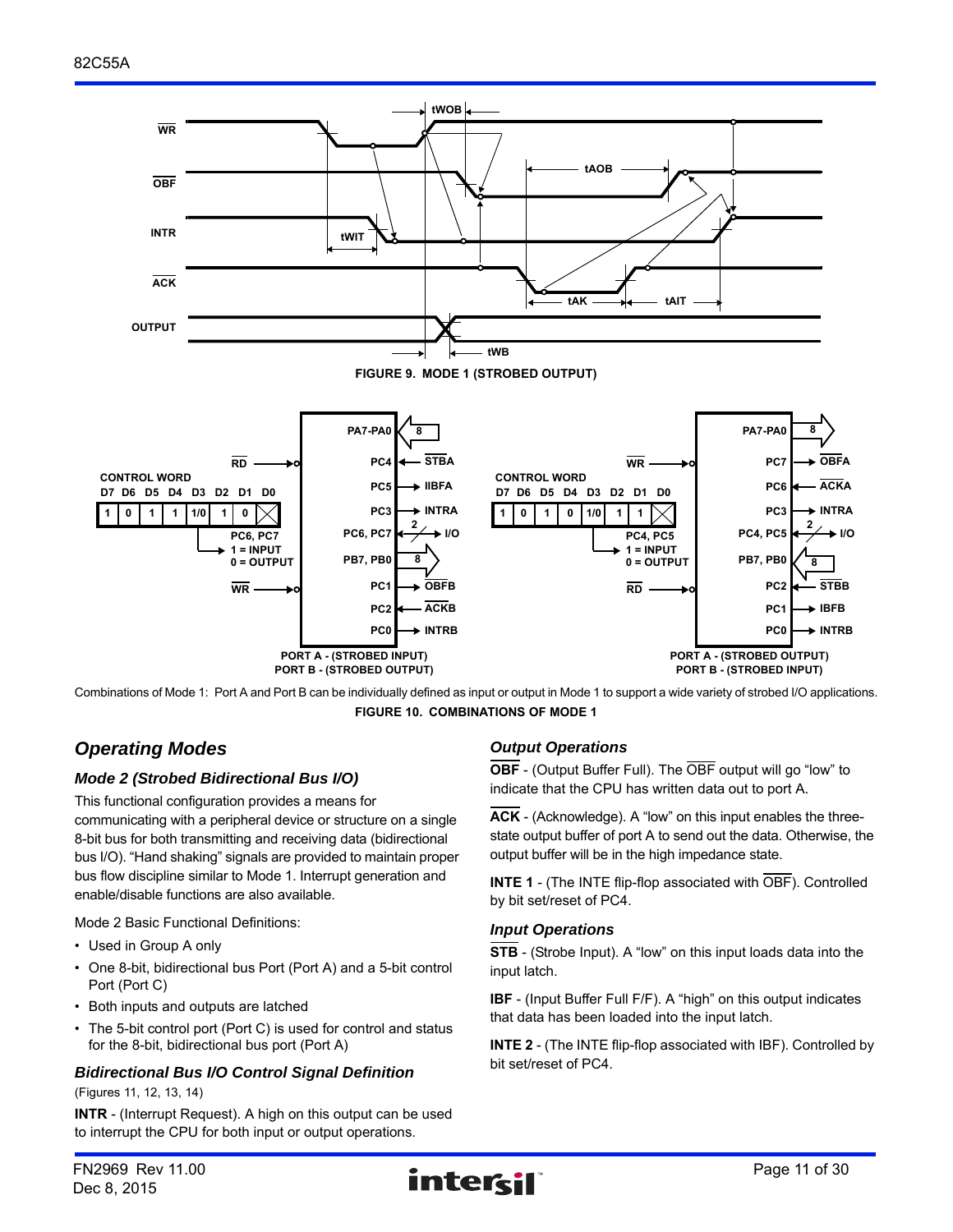FIGURE 9. MODE 1 (STROBED OUTPUT)

Combinations of Mode 1: Port A and Port B can be individually defined as input or output in Mode 1 to support a wide variety of strobed I/O applications.

FIGURE 10. COMBINATIONS OF MODE 1

## Operating Modes

### Mode 2 (Strobed Bidirectional Bus I/O)

This functional configuration provides a means for communicating with a peripheral device or structure on a single 8-bit bus for both transmitting and receiving data (bidirectional bus I/O). "Hand shaking" signals are provided to maintain proper bus flow discipline similar to Mode 1. Interrupt generation and enable/disable functions are also available.

Mode 2 Basic Functional Definitions:

- Used in Group A only
- One 8-bit, bidirectional bus Port (Port A) and a 5-bit control Port (Port C)
- Both inputs and outputs are latched
- The 5-bit control port (Port C) is used for control and status for the 8-bit, bidirectional bus port (Port A)

### Bidirectional Bus I/O Control Signal Definition

(Figures 11, 12, 13, 14)

**INTR** - (Interrupt Request). A high on this output can be used to interrupt the CPU for both input or output operations.

### Output Operations

**$\overline{\text{OBF}}$** - (Output Buffer Full). The $\overline{\text{OBF}}$ output will go "low" to indicate that the CPU has written data out to port A.

**$\overline{\text{ACK}}$** - (Acknowledge). A "low" on this input enables the three-state output buffer of port A to send out the data. Otherwise, the output buffer will be in the high impedance state.

**INTE 1** - (The INTE flip-flop associated with $\overline{\text{OBF}}$). Controlled by bit set/reset of PC4.

### Input Operations

**STB** - (Strobe Input). A "low" on this input loads data into the input latch.

**IBF** - (Input Buffer Full F/F). A "high" on this output indicates that data has been loaded into the input latch.

**INTE 2** - (The INTE flip-flop associated with IBF). Controlled by bit set/reset of PC4.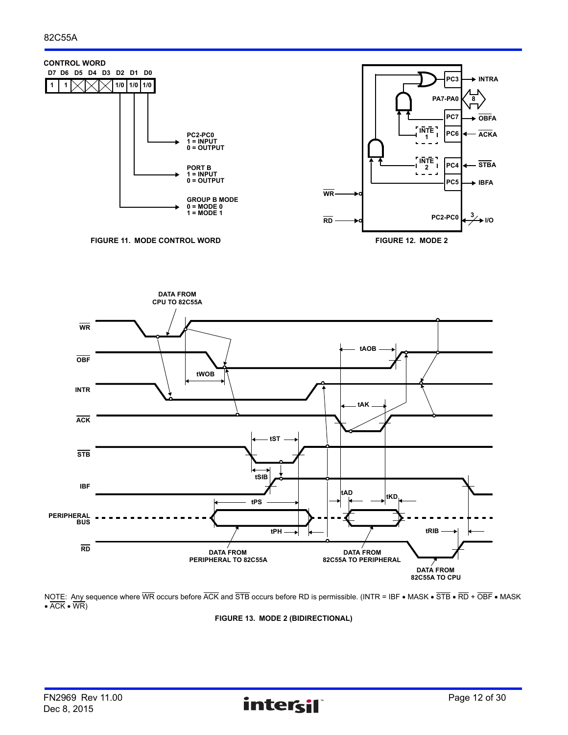**CONTROL WORD**

| D7 | D6 | D5 | D4 | D3 | D2 | D1 | D0 |
|---|---|---|---|---|---|---|---|
| 1 | 1 | X | X | X | 1/0 | 1/0 | 1/0 |

- D0: PC2-PC0 — 1 = INPUT, 0 = OUTPUT
- D1: PORT B — 1 = INPUT, 0 = OUTPUT
- D2: GROUP B MODE — 0 = MODE 0, 1 = MODE 1

FIGURE 11. MODE CONTROL WORD

FIGURE 12. MODE 2

FIGURE 13. MODE 2 (BIDIRECTIONAL)

NOTE: Any sequence where $\overline{WR}$ occurs before $\overline{ACK}$ and $\overline{STB}$ occurs before RD is permissible. (INTR = IBF • MASK • $\overline{STB}$ • $\overline{RD}$ + $\overline{OBF}$ • MASK • $\overline{ACK}$ • $\overline{WR}$)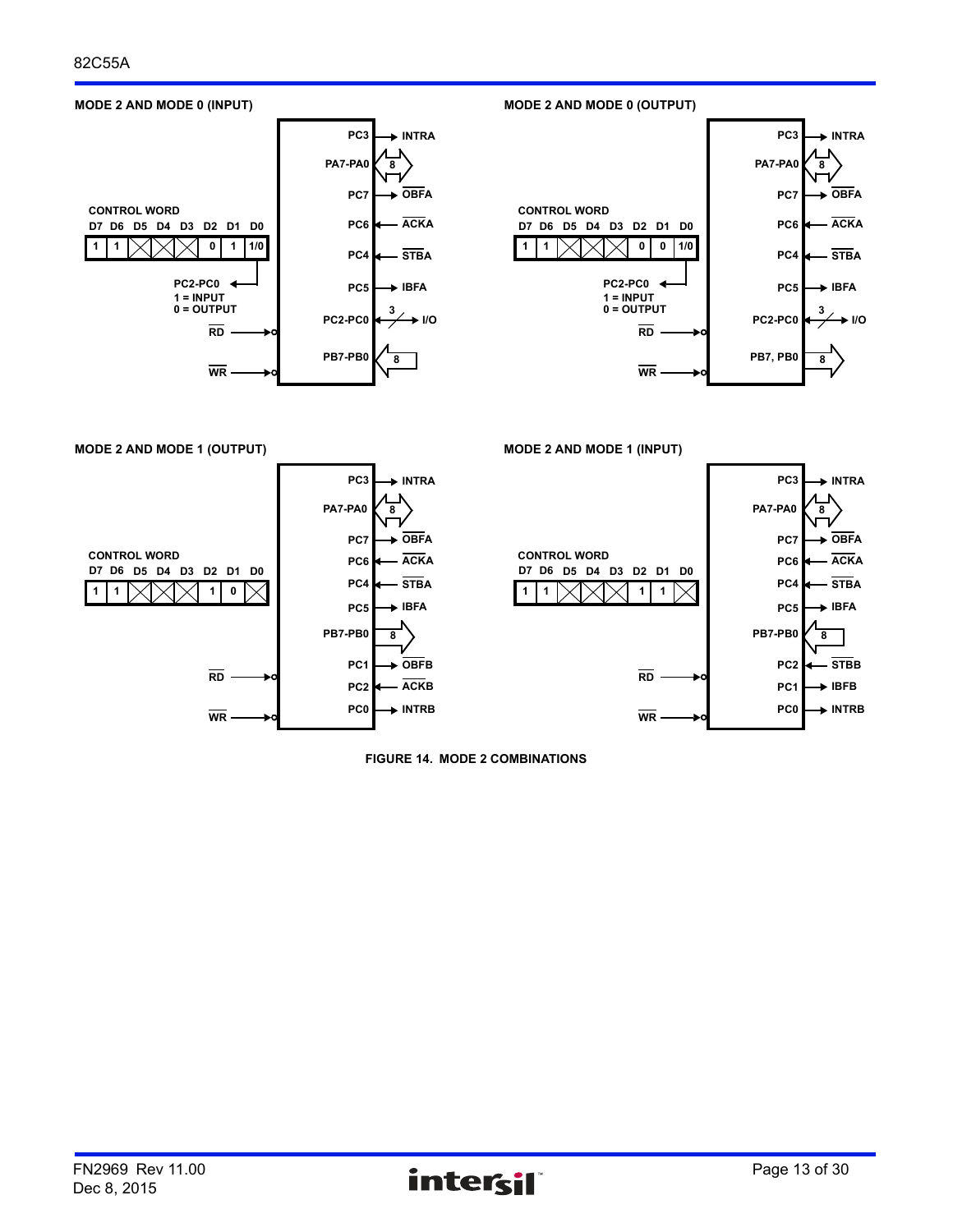**MODE 2 AND MODE 0 (INPUT)**

CONTROL WORD

| D7 | D6 | D5 | D4 | D3 | D2 | D1 | D0 |
|---|---|---|---|---|---|---|---|
| 1 | 1 | X | X | X | 0 | 1 | 1/0 |

PC2-PC0
1 = INPUT
0 = OUTPUT

- PC3 → INTRA
- PA7-PA0 ↔ 8
- PC7 → $\overline{OBFA}$
- PC6 ← $\overline{ACKA}$
- PC4 ← $\overline{STBA}$
- PC5 → IBFA
- PC2-PC0 ↔ 3 I/O
- PB7-PB0 ← 8
- $\overline{RD}$
- $\overline{WR}$

**MODE 2 AND MODE 0 (OUTPUT)**

CONTROL WORD

| D7 | D6 | D5 | D4 | D3 | D2 | D1 | D0 |
|---|---|---|---|---|---|---|---|
| 1 | 1 | X | X | X | 0 | 0 | 1/0 |

PC2-PC0
1 = INPUT
0 = OUTPUT

- PC3 → INTRA
- PA7-PA0 ↔ 8
- PC7 → $\overline{OBFA}$
- PC6 ← $\overline{ACKA}$
- PC4 ← $\overline{STBA}$
- PC5 → IBFA
- PC2-PC0 ↔ 3 I/O
- PB7, PB0 → 8
- $\overline{RD}$
- $\overline{WR}$

**MODE 2 AND MODE 1 (OUTPUT)**

CONTROL WORD

| D7 | D6 | D5 | D4 | D3 | D2 | D1 | D0 |
|---|---|---|---|---|---|---|---|
| 1 | 1 | X | X | X | 1 | 0 | X |

- PC3 → INTRA
- PA7-PA0 ↔ 8
- PC7 → $\overline{OBFA}$
- PC6 ← $\overline{ACKA}$
- PC4 ← $\overline{STBA}$
- PC5 → IBFA
- PB7-PB0 → 8
- PC1 → $\overline{OBFB}$
- PC2 ← $\overline{ACKB}$
- PC0 → INTRB
- $\overline{RD}$
- $\overline{WR}$

**MODE 2 AND MODE 1 (INPUT)**

CONTROL WORD

| D7 | D6 | D5 | D4 | D3 | D2 | D1 | D0 |
|---|---|---|---|---|---|---|---|
| 1 | 1 | X | X | X | 1 | 1 | X |

- PC3 → INTRA
- PA7-PA0 ↔ 8
- PC7 → $\overline{OBFA}$
- PC6 ← $\overline{ACKA}$
- PC4 ← $\overline{STBA}$
- PC5 → IBFA
- PB7-PB0 ← 8
- PC2 ← $\overline{STBB}$
- PC1 → IBFB
- PC0 → INTRB
- $\overline{RD}$
- $\overline{WR}$

FIGURE 14. MODE 2 COMBINATIONS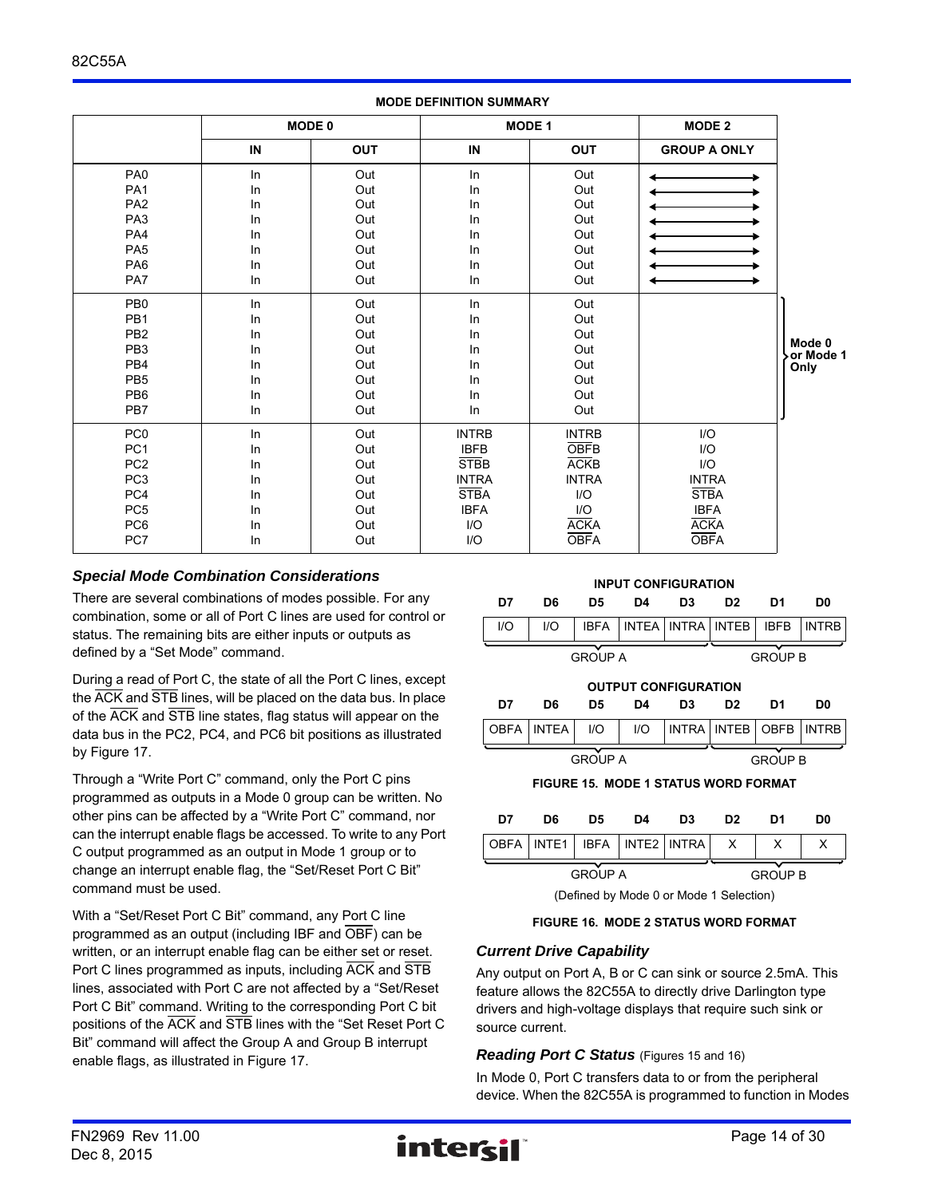**MODE DEFINITION SUMMARY**

| | MODE 0 | | MODE 1 | | MODE 2 | |
|---|---|---|---|---|---|---|
| | IN | OUT | IN | OUT | GROUP A ONLY | |
| PA0 | In | Out | In | Out | ←→ | |
| PA1 | In | Out | In | Out | ←→ | |
| PA2 | In | Out | In | Out | ←→ | |
| PA3 | In | Out | In | Out | ←→ | |
| PA4 | In | Out | In | Out | ←→ | |
| PA5 | In | Out | In | Out | ←→ | |
| PA6 | In | Out | In | Out | ←→ | |
| PA7 | In | Out | In | Out | ←→ | |
| PB0 | In | Out | In | Out | | Mode 0 or Mode 1 Only |
| PB1 | In | Out | In | Out | | |
| PB2 | In | Out | In | Out | | |
| PB3 | In | Out | In | Out | | |
| PB4 | In | Out | In | Out | | |
| PB5 | In | Out | In | Out | | |
| PB6 | In | Out | In | Out | | |
| PB7 | In | Out | In | Out | | |
| PC0 | In | Out | INTRB | INTRB | I/O | |
| PC1 | In | Out | IBFB | $\overline{OBFB}$ | I/O | |
| PC2 | In | Out | $\overline{STBB}$ | $\overline{ACKB}$ | I/O | |
| PC3 | In | Out | INTRA | INTRA | INTRA | |
| PC4 | In | Out | $\overline{STBA}$ | I/O | $\overline{STBA}$ | |
| PC5 | In | Out | IBFA | I/O | IBFA | |
| PC6 | In | Out | I/O | $\overline{ACKA}$ | $\overline{ACKA}$ | |
| PC7 | In | Out | I/O | $\overline{OBFA}$ | $\overline{OBFA}$ | |

### *Special Mode Combination Considerations*

There are several combinations of modes possible. For any combination, some or all of Port C lines are used for control or status. The remaining bits are either inputs or outputs as defined by a "Set Mode" command.

During a read of Port C, the state of all the Port C lines, except the $\overline{ACK}$ and $\overline{STB}$ lines, will be placed on the data bus. In place of the $\overline{ACK}$ and $\overline{STB}$ line states, flag status will appear on the data bus in the PC2, PC4, and PC6 bit positions as illustrated by Figure 17.

Through a "Write Port C" command, only the Port C pins programmed as outputs in a Mode 0 group can be written. No other pins can be affected by a "Write Port C" command, nor can the interrupt enable flags be accessed. To write to any Port C output programmed as an output in Mode 1 group or to change an interrupt enable flag, the "Set/Reset Port C Bit" command must be used.

With a "Set/Reset Port C Bit" command, any Port C line programmed as an output (including IBF and $\overline{OBF}$) can be written, or an interrupt enable flag can be either set or reset. Port C lines programmed as inputs, including $\overline{ACK}$ and $\overline{STB}$ lines, associated with Port C are not affected by a "Set/Reset Port C Bit" command. Writing to the corresponding Port C bit positions of the $\overline{ACK}$ and $\overline{STB}$ lines with the "Set Reset Port C Bit" command will affect the Group A and Group B interrupt enable flags, as illustrated in Figure 17.

**INPUT CONFIGURATION**

| D7 | D6 | D5 | D4 | D3 | D2 | D1 | D0 |
|---|---|---|---|---|---|---|---|
| I/O | I/O | IBFA | INTEA | INTRA | INTEB | IBFB | INTRB |
| GROUP A | | | | | GROUP B | | |

**OUTPUT CONFIGURATION**

| D7 | D6 | D5 | D4 | D3 | D2 | D1 | D0 |
|---|---|---|---|---|---|---|---|
| OBFA | INTEA | I/O | I/O | INTRA | INTEB | OBFB | INTRB |
| GROUP A | | | | | GROUP B | | |

**FIGURE 15. MODE 1 STATUS WORD FORMAT**

| D7 | D6 | D5 | D4 | D3 | D2 | D1 | D0 |
|---|---|---|---|---|---|---|---|
| OBFA | INTE1 | IBFA | INTE2 | INTRA | X | X | X |
| GROUP A | | | | | GROUP B | | |

(Defined by Mode 0 or Mode 1 Selection)

**FIGURE 16. MODE 2 STATUS WORD FORMAT**

### *Current Drive Capability*

Any output on Port A, B or C can sink or source 2.5mA. This feature allows the 82C55A to directly drive Darlington type drivers and high-voltage displays that require such sink or source current.

### *Reading Port C Status* (Figures 15 and 16)

In Mode 0, Port C transfers data to or from the peripheral device. When the 82C55A is programmed to function in Modes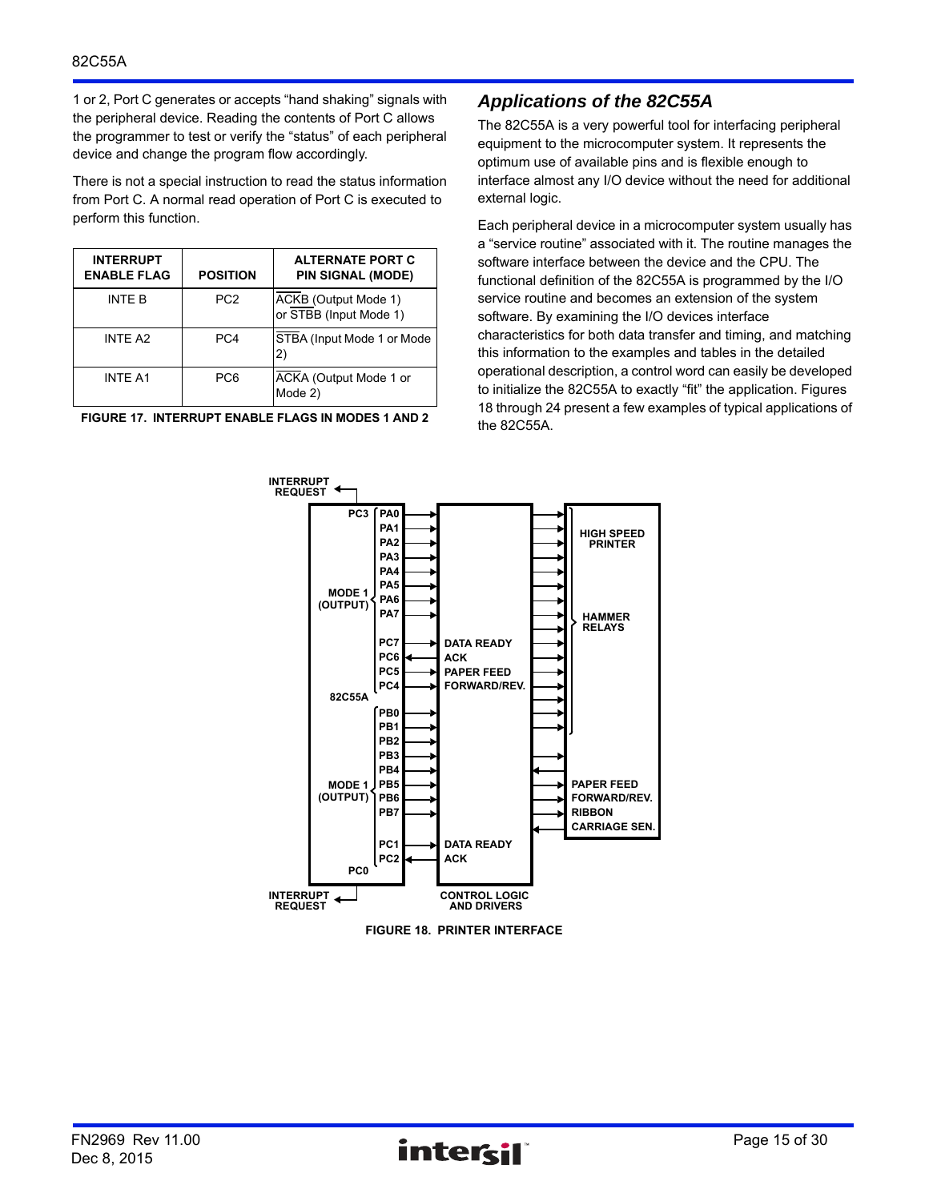1 or 2, Port C generates or accepts "hand shaking" signals with the peripheral device. Reading the contents of Port C allows the programmer to test or verify the "status" of each peripheral device and change the program flow accordingly.

There is not a special instruction to read the status information from Port C. A normal read operation of Port C is executed to perform this function.

| INTERRUPT ENABLE FLAG | POSITION | ALTERNATE PORT C PIN SIGNAL (MODE) |
|---|---|---|
| INTE B | PC2 | $\overline{ACKB}$ (Output Mode 1) or $\overline{STBB}$ (Input Mode 1) |
| INTE A2 | PC4 | $\overline{STBA}$ (Input Mode 1 or Mode 2) |
| INTE A1 | PC6 | $\overline{ACKA}$ (Output Mode 1 or Mode 2) |

FIGURE 17. INTERRUPT ENABLE FLAGS IN MODES 1 AND 2

## Applications of the 82C55A

The 82C55A is a very powerful tool for interfacing peripheral equipment to the microcomputer system. It represents the optimum use of available pins and is flexible enough to interface almost any I/O device without the need for additional external logic.

Each peripheral device in a microcomputer system usually has a "service routine" associated with it. The routine manages the software interface between the device and the CPU. The functional definition of the 82C55A is programmed by the I/O service routine and becomes an extension of the system software. By examining the I/O devices interface characteristics for both data transfer and timing, and matching this information to the examples and tables in the detailed operational description, a control word can easily be developed to initialize the 82C55A to exactly "fit" the application. Figures 18 through 24 present a few examples of typical applications of the 82C55A.

FIGURE 18. PRINTER INTERFACE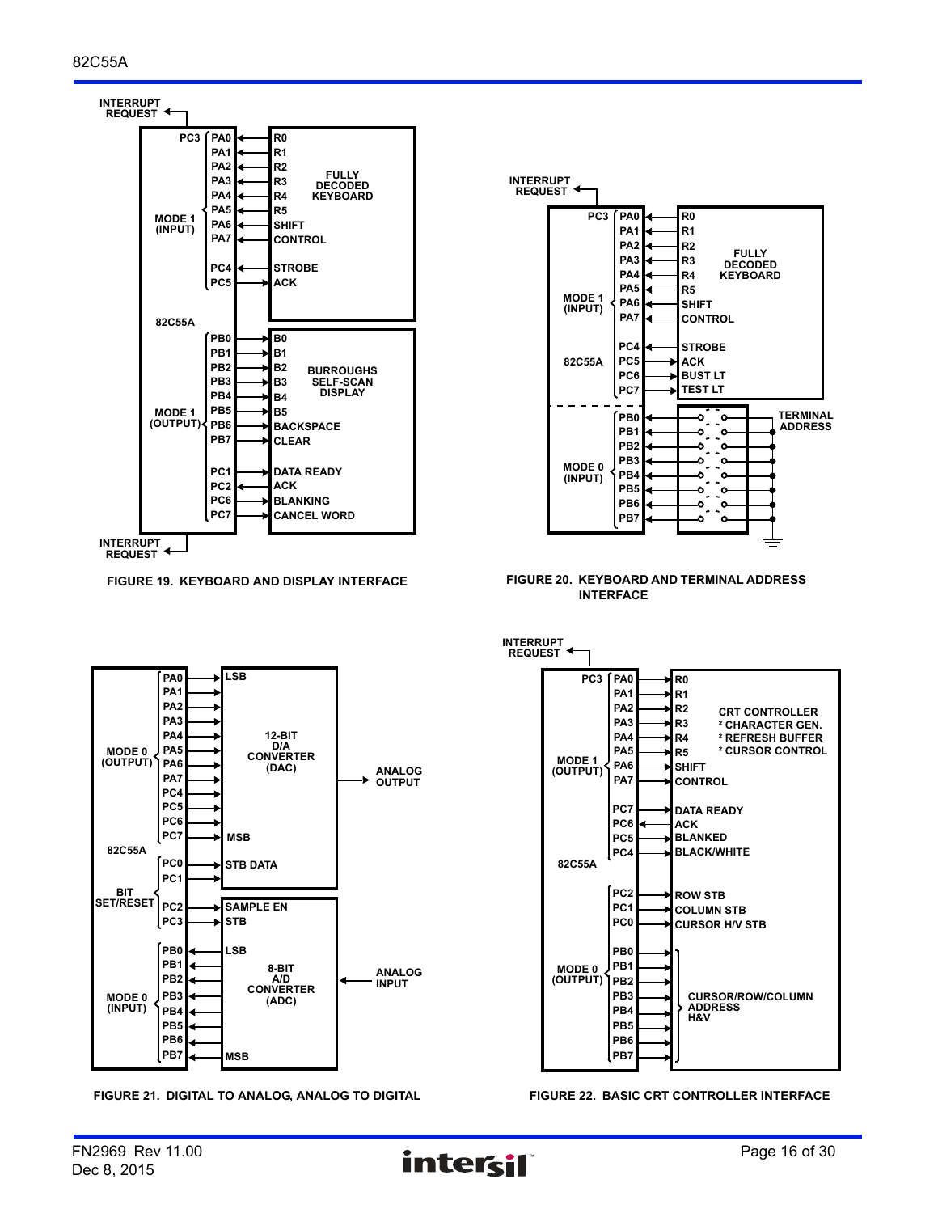FIGURE 19. KEYBOARD AND DISPLAY INTERFACE

FIGURE 20. KEYBOARD AND TERMINAL ADDRESS INTERFACE

FIGURE 21. DIGITAL TO ANALOG, ANALOG TO DIGITAL

FIGURE 22. BASIC CRT CONTROLLER INTERFACE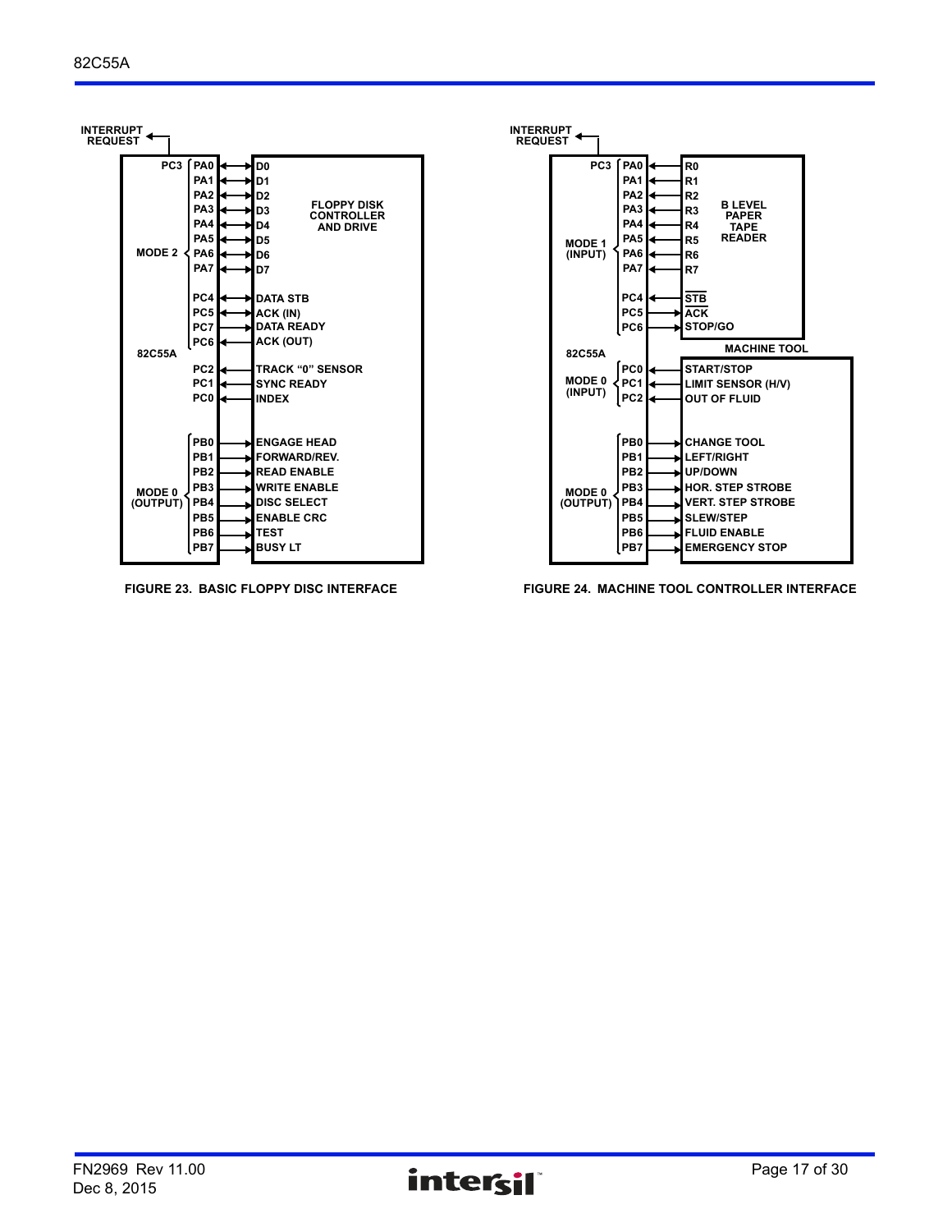INTERRUPT REQUEST

| 82C55A | | | Signal |
| --- | --- | --- | --- |
| MODE 2 | PC3 | → INTERRUPT REQUEST | |
| | PA0 | ↔ | D0 |
| | PA1 | ↔ | D1 |
| | PA2 | ↔ | D2 |
| | PA3 | ↔ | D3 |
| | PA4 | ↔ | D4 |
| | PA5 | ↔ | D5 |
| | PA6 | ↔ | D6 |
| | PA7 | ↔ | D7 |
| | PC4 | ← | DATA STB |
| | PC5 | → | ACK (IN) |
| | PC7 | → | DATA READY |
| | PC6 | ← | ACK (OUT) |
| | PC2 | ← | TRACK "0" SENSOR |
| | PC1 | ← | SYNC READY |
| | PC0 | ← | INDEX |
| MODE 0 (OUTPUT) | PB0 | → | ENGAGE HEAD |
| | PB1 | → | FORWARD/REV. |
| | PB2 | → | READ ENABLE |
| | PB3 | → | WRITE ENABLE |
| | PB4 | → | DISC SELECT |
| | PB5 | → | ENABLE CRC |
| | PB6 | → | TEST |
| | PB7 | → | BUSY LT |

FLOPPY DISK CONTROLLER AND DRIVE

FIGURE 23. BASIC FLOPPY DISC INTERFACE

| 82C55A | | | Signal |
| --- | --- | --- | --- |
| MODE 1 (INPUT) | PC3 | → INTERRUPT REQUEST | |
| | PA0 | ← | R0 |
| | PA1 | ← | R1 |
| | PA2 | ← | R2 |
| | PA3 | ← | R3 |
| | PA4 | ← | R4 |
| | PA5 | ← | R5 |
| | PA6 | ← | R6 |
| | PA7 | ← | R7 |
| | PC4 | ← | $\overline{\text{STB}}$ |
| | PC5 | → | $\overline{\text{ACK}}$ |
| | PC6 | → | STOP/GO |
| MODE 0 (INPUT) | PC0 | ← | START/STOP |
| | PC1 | ← | LIMIT SENSOR (H/V) |
| | PC2 | ← | OUT OF FLUID |
| MODE 0 (OUTPUT) | PB0 | → | CHANGE TOOL |
| | PB1 | → | LEFT/RIGHT |
| | PB2 | → | UP/DOWN |
| | PB3 | → | HOR. STEP STROBE |
| | PB4 | → | VERT. STEP STROBE |
| | PB5 | → | SLEW/STEP |
| | PB6 | → | FLUID ENABLE |
| | PB7 | → | EMERGENCY STOP |

B LEVEL PAPER TAPE READER (R0–R7, STB, ACK, STOP/GO)

MACHINE TOOL (START/STOP through EMERGENCY STOP)

FIGURE 24. MACHINE TOOL CONTROLLER INTERFACE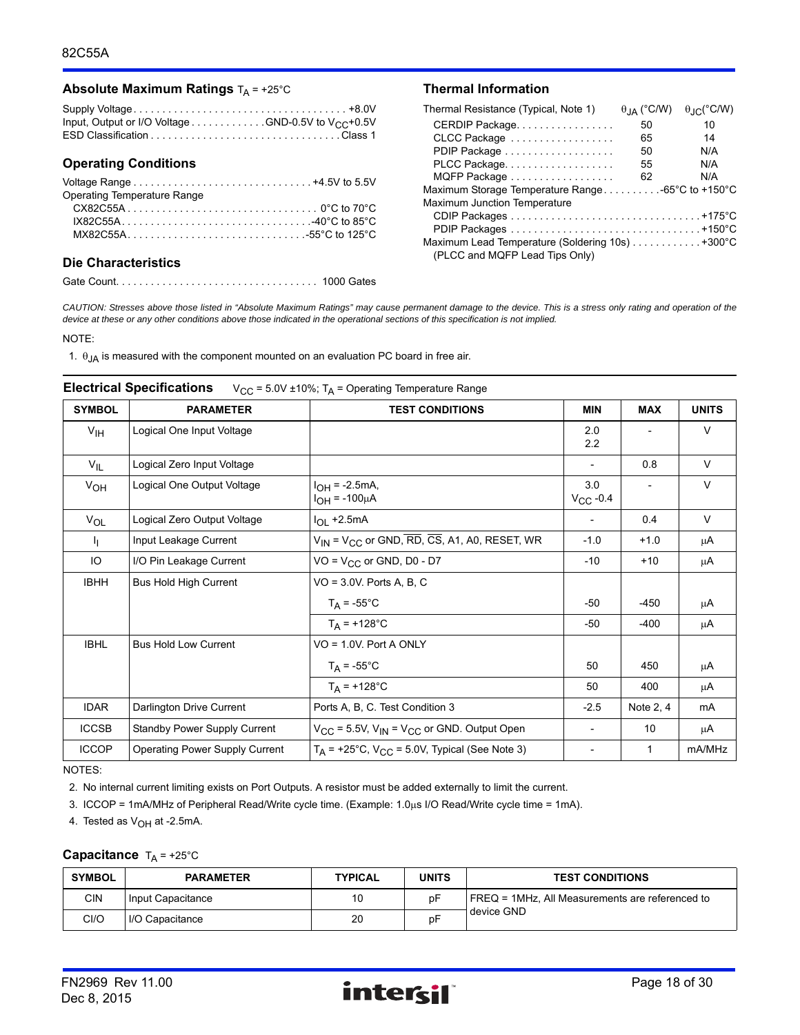## Absolute Maximum Ratings $T_A$ = +25°C

Supply Voltage . . . . . . . . . . . . . . . . . . . . . . . . . . . . . . . . . . . . . +8.0V
Input, Output or I/O Voltage . . . . . . . . . . . . . GND-0.5V to $V_{CC}$+0.5V
ESD Classification . . . . . . . . . . . . . . . . . . . . . . . . . . . . . . . . . Class 1

## Operating Conditions

Voltage Range . . . . . . . . . . . . . . . . . . . . . . . . . . . . . . . +4.5V to 5.5V
Operating Temperature Range
- CX82C55A . . . . . . . . . . . . . . . . . . . . . . . . . . . . . . . . 0°C to 70°C
- IX82C55A. . . . . . . . . . . . . . . . . . . . . . . . . . . . . . . . -40°C to 85°C
- MX82C55A. . . . . . . . . . . . . . . . . . . . . . . . . . . . . . -55°C to 125°C

## Die Characteristics

Gate Count. . . . . . . . . . . . . . . . . . . . . . . . . . . . . . . . . . . 1000 Gates

## Thermal Information

| Thermal Resistance (Typical, Note 1) | $\theta_{JA}$ (°C/W) | $\theta_{JC}$(°C/W) |
|---|---|---|
| CERDIP Package | 50 | 10 |
| CLCC Package | 65 | 14 |
| PDIP Package | 50 | N/A |
| PLCC Package | 55 | N/A |
| MQFP Package | 62 | N/A |

Maximum Storage Temperature Range . . . . . . . . . -65°C to +150°C
Maximum Junction Temperature
- CDIP Packages . . . . . . . . . . . . . . . . . . . . . . . . . . . . . . . . +175°C
- PDIP Packages . . . . . . . . . . . . . . . . . . . . . . . . . . . . . . . . +150°C

Maximum Lead Temperature (Soldering 10s) . . . . . . . . . . . +300°C
(PLCC and MQFP Lead Tips Only)

*CAUTION: Stresses above those listed in "Absolute Maximum Ratings" may cause permanent damage to the device. This is a stress only rating and operation of the device at these or any other conditions above those indicated in the operational sections of this specification is not implied.*

NOTE:

1. $\theta_{JA}$ is measured with the component mounted on an evaluation PC board in free air.

## Electrical Specifications $V_{CC}$ = 5.0V ±10%; $T_A$ = Operating Temperature Range

| SYMBOL | PARAMETER | TEST CONDITIONS | MIN | MAX | UNITS |
|---|---|---|---|---|---|
| $V_{IH}$ | Logical One Input Voltage | | 2.0<br>2.2 | - | V |
| $V_{IL}$ | Logical Zero Input Voltage | | - | 0.8 | V |
| $V_{OH}$ | Logical One Output Voltage | $I_{OH}$ = -2.5mA,<br>$I_{OH}$ = -100μA | 3.0<br>$V_{CC}$ -0.4 | - | V |
| $V_{OL}$ | Logical Zero Output Voltage | $I_{OL}$ +2.5mA | - | 0.4 | V |
| $I_I$ | Input Leakage Current | $V_{IN}$ = $V_{CC}$ or GND, $\overline{RD}$, $\overline{CS}$, A1, A0, RESET, WR | -1.0 | +1.0 | μA |
| IO | I/O Pin Leakage Current | VO = $V_{CC}$ or GND, D0 - D7 | -10 | +10 | μA |
| IBHH | Bus Hold High Current | VO = 3.0V. Ports A, B, C | | | |
| | | $T_A$ = -55°C | -50 | -450 | μA |
| | | $T_A$ = +128°C | -50 | -400 | μA |
| IBHL | Bus Hold Low Current | VO = 1.0V. Port A ONLY | | | |
| | | $T_A$ = -55°C | 50 | 450 | μA |
| | | $T_A$ = +128°C | 50 | 400 | μA |
| IDAR | Darlington Drive Current | Ports A, B, C. Test Condition 3 | -2.5 | Note 2, 4 | mA |
| ICCSB | Standby Power Supply Current | $V_{CC}$ = 5.5V, $V_{IN}$ = $V_{CC}$ or GND. Output Open | - | 10 | μA |
| ICCOP | Operating Power Supply Current | $T_A$ = +25°C, $V_{CC}$ = 5.0V, Typical (See Note 3) | - | 1 | mA/MHz |

NOTES:

2. No internal current limiting exists on Port Outputs. A resistor must be added externally to limit the current.
3. ICCOP = 1mA/MHz of Peripheral Read/Write cycle time. (Example: 1.0μs I/O Read/Write cycle time = 1mA).
4. Tested as $V_{OH}$ at -2.5mA.

## Capacitance $T_A$ = +25°C

| SYMBOL | PARAMETER | TYPICAL | UNITS | TEST CONDITIONS |
|---|---|---|---|---|
| CIN | Input Capacitance | 10 | pF | FREQ = 1MHz, All Measurements are referenced to device GND |
| CI/O | I/O Capacitance | 20 | pF | |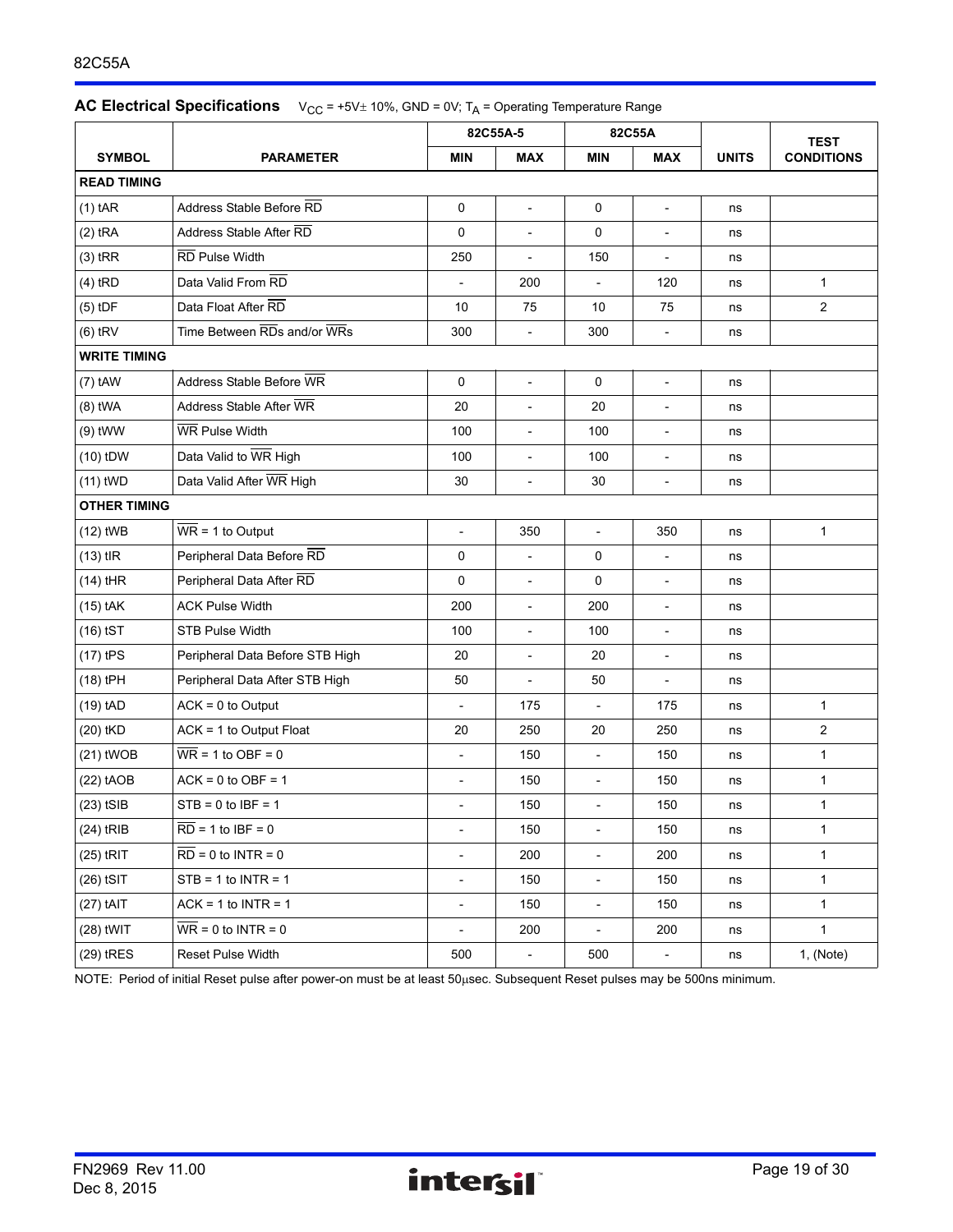## AC Electrical Specifications

$V_{CC}$ = +5V± 10%, GND = 0V; $T_A$ = Operating Temperature Range

| SYMBOL | PARAMETER | 82C55A-5 | | 82C55A | | UNITS | TEST CONDITIONS |
|---|---|---|---|---|---|---|---|
| | | MIN | MAX | MIN | MAX | | |
| **READ TIMING** | | | | | | | |
| (1) tAR | Address Stable Before $\overline{RD}$ | 0 | - | 0 | - | ns | |
| (2) tRA | Address Stable After $\overline{RD}$ | 0 | - | 0 | - | ns | |
| (3) tRR | $\overline{RD}$ Pulse Width | 250 | - | 150 | - | ns | |
| (4) tRD | Data Valid From $\overline{RD}$ | - | 200 | - | 120 | ns | 1 |
| (5) tDF | Data Float After $\overline{RD}$ | 10 | 75 | 10 | 75 | ns | 2 |
| (6) tRV | Time Between $\overline{RD}$s and/or $\overline{WR}$s | 300 | - | 300 | - | ns | |
| **WRITE TIMING** | | | | | | | |
| (7) tAW | Address Stable Before $\overline{WR}$ | 0 | - | 0 | - | ns | |
| (8) tWA | Address Stable After $\overline{WR}$ | 20 | - | 20 | - | ns | |
| (9) tWW | $\overline{WR}$ Pulse Width | 100 | - | 100 | - | ns | |
| (10) tDW | Data Valid to $\overline{WR}$ High | 100 | - | 100 | - | ns | |
| (11) tWD | Data Valid After $\overline{WR}$ High | 30 | - | 30 | - | ns | |
| **OTHER TIMING** | | | | | | | |
| (12) tWB | $\overline{WR}$ = 1 to Output | - | 350 | - | 350 | ns | 1 |
| (13) tIR | Peripheral Data Before $\overline{RD}$ | 0 | - | 0 | - | ns | |
| (14) tHR | Peripheral Data After $\overline{RD}$ | 0 | - | 0 | - | ns | |
| (15) tAK | ACK Pulse Width | 200 | - | 200 | - | ns | |
| (16) tST | STB Pulse Width | 100 | - | 100 | - | ns | |
| (17) tPS | Peripheral Data Before STB High | 20 | - | 20 | - | ns | |
| (18) tPH | Peripheral Data After STB High | 50 | - | 50 | - | ns | |
| (19) tAD | ACK = 0 to Output | - | 175 | - | 175 | ns | 1 |
| (20) tKD | ACK = 1 to Output Float | 20 | 250 | 20 | 250 | ns | 2 |
| (21) tWOB | $\overline{WR}$ = 1 to OBF = 0 | - | 150 | - | 150 | ns | 1 |
| (22) tAOB | ACK = 0 to OBF = 1 | - | 150 | - | 150 | ns | 1 |
| (23) tSIB | STB = 0 to IBF = 1 | - | 150 | - | 150 | ns | 1 |
| (24) tRIB | $\overline{RD}$ = 1 to IBF = 0 | - | 150 | - | 150 | ns | 1 |
| (25) tRIT | $\overline{RD}$ = 0 to INTR = 0 | - | 200 | - | 200 | ns | 1 |
| (26) tSIT | STB = 1 to INTR = 1 | - | 150 | - | 150 | ns | 1 |
| (27) tAIT | ACK = 1 to INTR = 1 | - | 150 | - | 150 | ns | 1 |
| (28) tWIT | $\overline{WR}$ = 0 to INTR = 0 | - | 200 | - | 200 | ns | 1 |
| (29) tRES | Reset Pulse Width | 500 | - | 500 | - | ns | 1, (Note) |

NOTE: Period of initial Reset pulse after power-on must be at least 50μsec. Subsequent Reset pulses may be 500ns minimum.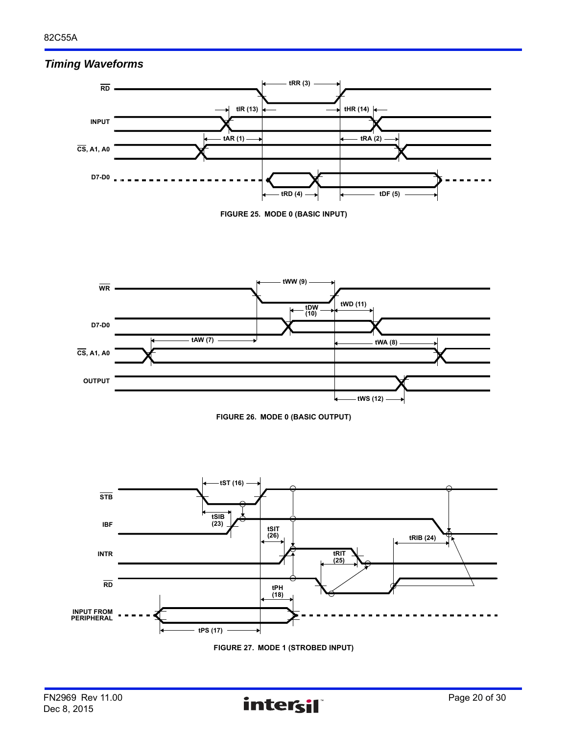## *Timing Waveforms*

FIGURE 25. MODE 0 (BASIC INPUT)

FIGURE 26. MODE 0 (BASIC OUTPUT)

FIGURE 27. MODE 1 (STROBED INPUT)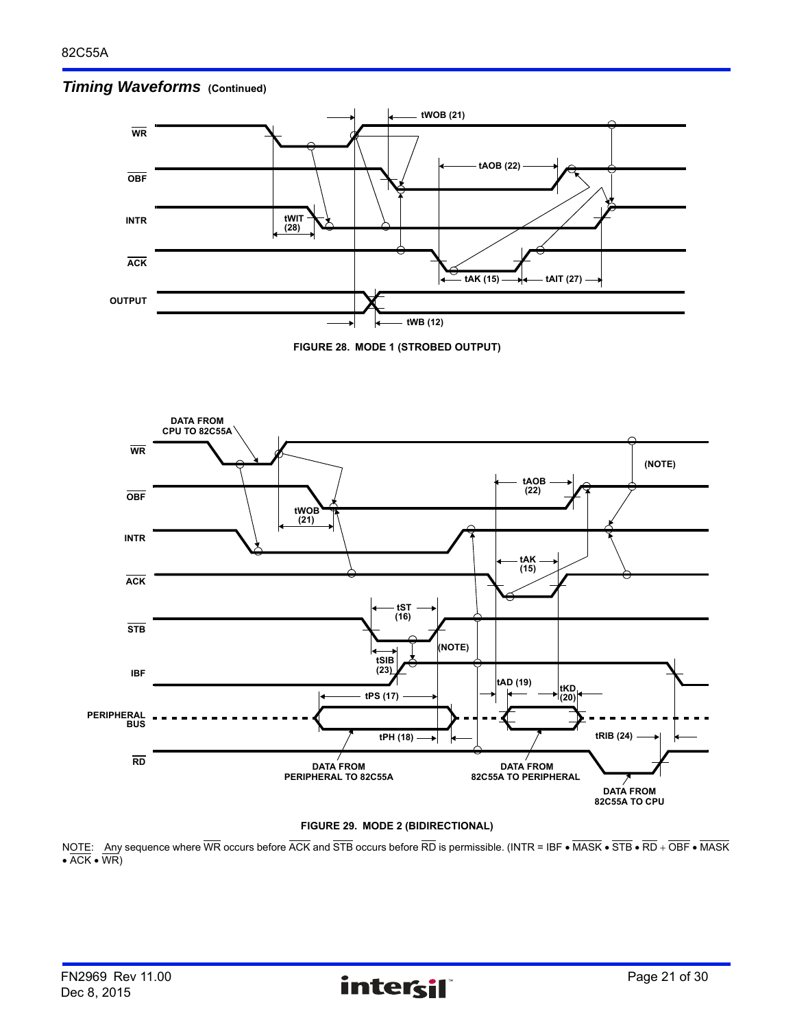## *Timing Waveforms* (Continued)

FIGURE 28. MODE 1 (STROBED OUTPUT)

FIGURE 29. MODE 2 (BIDIRECTIONAL)

NOTE: Any sequence where $\overline{WR}$ occurs before $\overline{ACK}$ and $\overline{STB}$ occurs before $\overline{RD}$ is permissible. (INTR = IBF • $\overline{MASK}$ • $\overline{STB}$ • $\overline{RD}$ + $\overline{OBF}$ • $\overline{MASK}$ • $\overline{ACK}$ • $\overline{WR}$)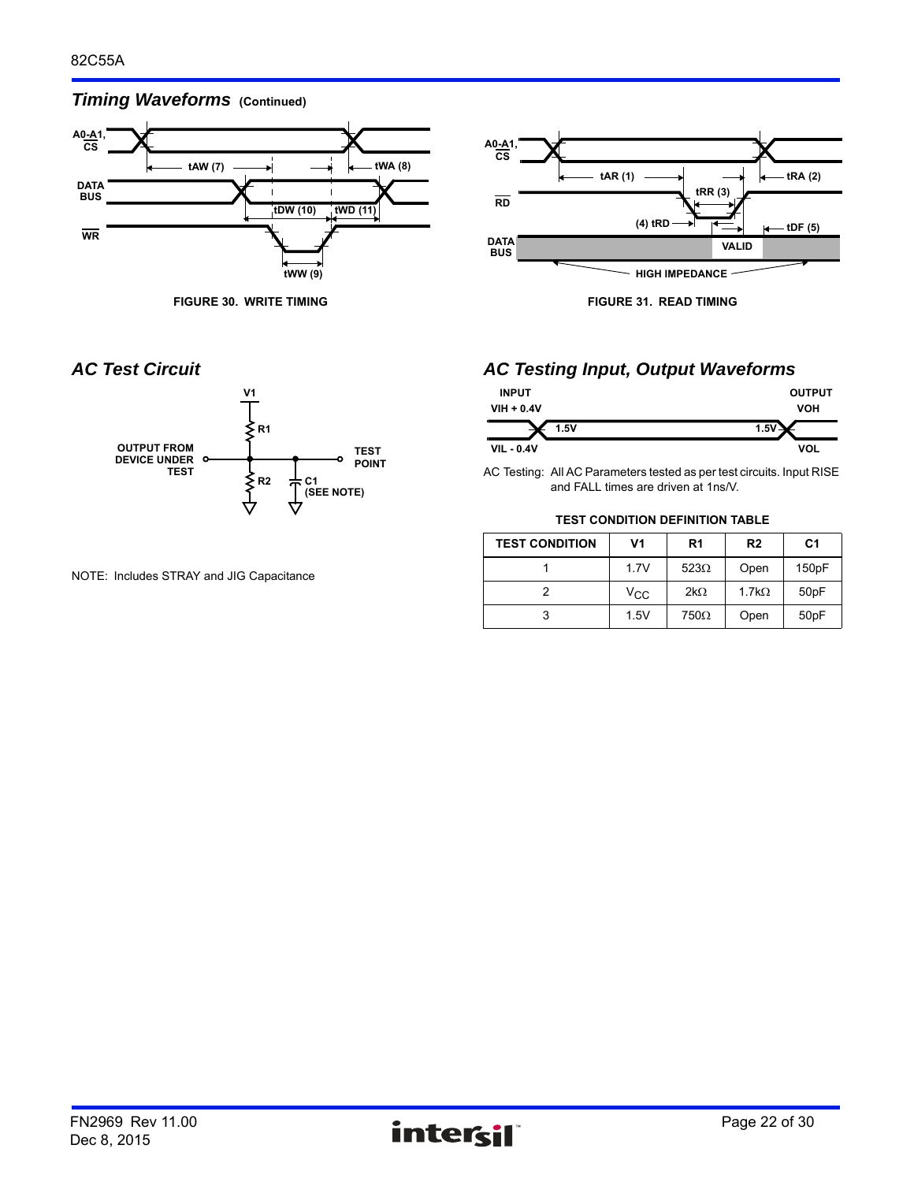## *Timing Waveforms* (Continued)

FIGURE 30. WRITE TIMING

FIGURE 31. READ TIMING

## *AC Test Circuit*

NOTE: Includes STRAY and JIG Capacitance

## *AC Testing Input, Output Waveforms*

AC Testing: All AC Parameters tested as per test circuits. Input RISE and FALL times are driven at 1ns/V.

**TEST CONDITION DEFINITION TABLE**

| TEST CONDITION | V1 | R1 | R2 | C1 |
|---|---|---|---|---|
| 1 | 1.7V | 523Ω | Open | 150pF |
| 2 | $V_{CC}$ | 2kΩ | 1.7kΩ | 50pF |
| 3 | 1.5V | 750Ω | Open | 50pF |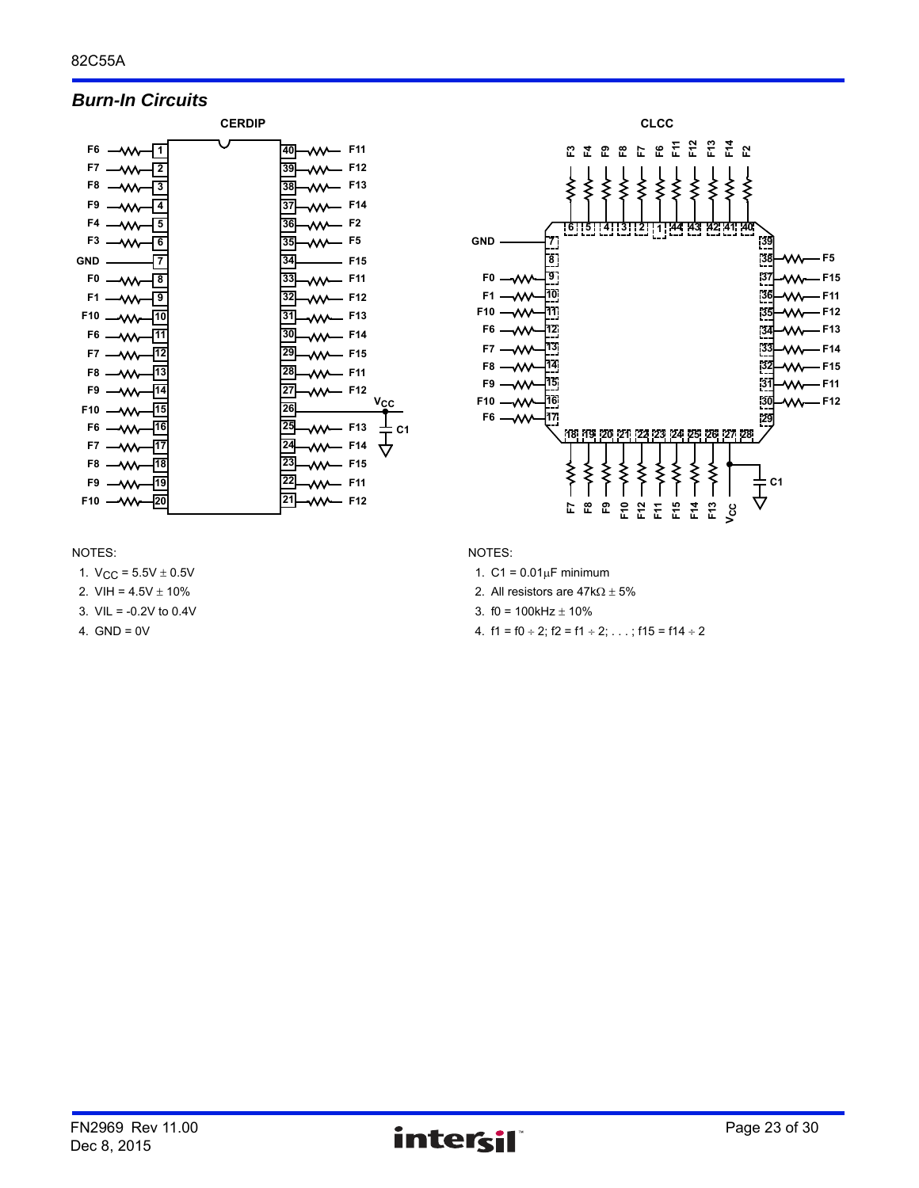## *Burn-In Circuits*

**CERDIP**

| Signal | Pin | Pin | Signal |
|---|---|---|---|
| F6 | 1 | 40 | F11 |
| F7 | 2 | 39 | F12 |
| F8 | 3 | 38 | F13 |
| F9 | 4 | 37 | F14 |
| F4 | 5 | 36 | F2 |
| F3 | 6 | 35 | F5 |
| GND | 7 | 34 | F15 |
| F0 | 8 | 33 | F11 |
| F1 | 9 | 32 | F12 |
| F10 | 10 | 31 | F13 |
| F6 | 11 | 30 | F14 |
| F7 | 12 | 29 | F15 |
| F8 | 13 | 28 | F11 |
| F9 | 14 | 27 | F12 |
| F10 | 15 | 26 | $V_{CC}$ |
| F6 | 16 | 25 | F13 |
| F7 | 17 | 24 | F14 |
| F8 | 18 | 23 | F15 |
| F9 | 19 | 22 | F11 |
| F10 | 20 | 21 | F12 |

NOTES:

1. $V_{CC}$ = 5.5V ± 0.5V
2. VIH = 4.5V ± 10%
3. VIL = -0.2V to 0.4V
4. GND = 0V

**CLCC**

| Pin | Signal |
|---|---|
| 1 | F6 |
| 2 | F7 |
| 3 | F8 |
| 4 | F9 |
| 5 | F4 |
| 6 | F3 |
| 7 | GND |
| 9 | F0 |
| 10 | F1 |
| 11 | F10 |
| 12 | F6 |
| 13 | F7 |
| 14 | F8 |
| 15 | F9 |
| 16 | F10 |
| 17 | F6 |
| 18 | F7 |
| 19 | F8 |
| 20 | F9 |
| 21 | F10 |
| 22 | F12 |
| 23 | F11 |
| 24 | F15 |
| 25 | F14 |
| 26 | F13 |
| 27 | $V_{CC}$ |
| 30 | F12 |
| 31 | F11 |
| 32 | F15 |
| 33 | F14 |
| 34 | F13 |
| 35 | F12 |
| 36 | F11 |
| 37 | F15 |
| 38 | F5 |
| 40 | F2 |
| 41 | F14 |
| 42 | F13 |
| 43 | F12 |
| 44 | F11 |

NOTES:

1. C1 = 0.01μF minimum
2. All resistors are 47kΩ ± 5%
3. f0 = 100kHz ± 10%
4. f1 = f0 ÷ 2; f2 = f1 ÷ 2; . . . ; f15 = f14 ÷ 2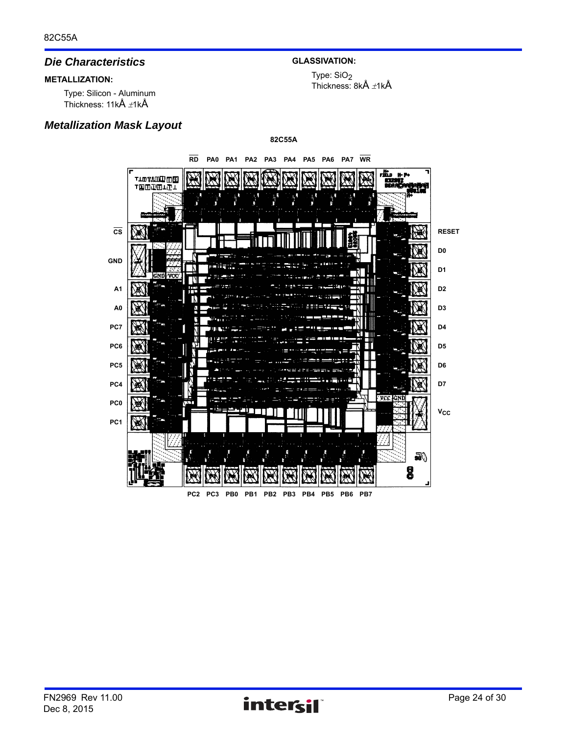## Die Characteristics

**METALLIZATION:**

Type: Silicon - Aluminum
Thickness: 11kÅ ±1kÅ

**GLASSIVATION:**

Type: $SiO_2$
Thickness: 8kÅ ±1kÅ

## Metallization Mask Layout

**82C55A**

RD PA0 PA1 PA2 PA3 PA4 PA5 PA6 PA7 WR

CS, GND, A1, A0, PC7, PC6, PC5, PC4, PC0, PC1

RESET, D0, D1, D2, D3, D4, D5, D6, D7, $V_{CC}$

PC2 PC3 PB0 PB1 PB2 PB3 PB4 PB5 PB6 PB7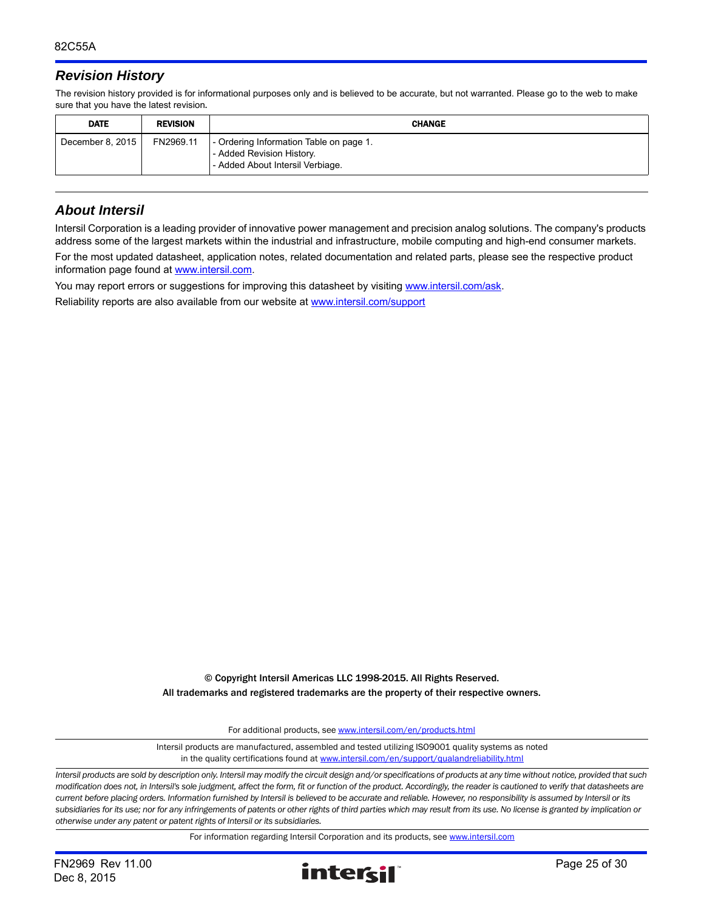## Revision History

The revision history provided is for informational purposes only and is believed to be accurate, but not warranted. Please go to the web to make sure that you have the latest revision.

| DATE | REVISION | CHANGE |
|---|---|---|
| December 8, 2015 | FN2969.11 | - Ordering Information Table on page 1.<br>- Added Revision History.<br>- Added About Intersil Verbiage. |

## About Intersil

Intersil Corporation is a leading provider of innovative power management and precision analog solutions. The company's products address some of the largest markets within the industrial and infrastructure, mobile computing and high-end consumer markets.

For the most updated datasheet, application notes, related documentation and related parts, please see the respective product information page found at www.intersil.com.

You may report errors or suggestions for improving this datasheet by visiting www.intersil.com/ask.

Reliability reports are also available from our website at www.intersil.com/support

**© Copyright Intersil Americas LLC 1998-2015. All Rights Reserved.**
**All trademarks and registered trademarks are the property of their respective owners.**

For additional products, see www.intersil.com/en/products.html

Intersil products are manufactured, assembled and tested utilizing ISO9001 quality systems as noted in the quality certifications found at www.intersil.com/en/support/qualandreliability.html

*Intersil products are sold by description only. Intersil may modify the circuit design and/or specifications of products at any time without notice, provided that such modification does not, in Intersil's sole judgment, affect the form, fit or function of the product. Accordingly, the reader is cautioned to verify that datasheets are current before placing orders. Information furnished by Intersil is believed to be accurate and reliable. However, no responsibility is assumed by Intersil or its subsidiaries for its use; nor for any infringements of patents or other rights of third parties which may result from its use. No license is granted by implication or otherwise under any patent or patent rights of Intersil or its subsidiaries.*

For information regarding Intersil Corporation and its products, see www.intersil.com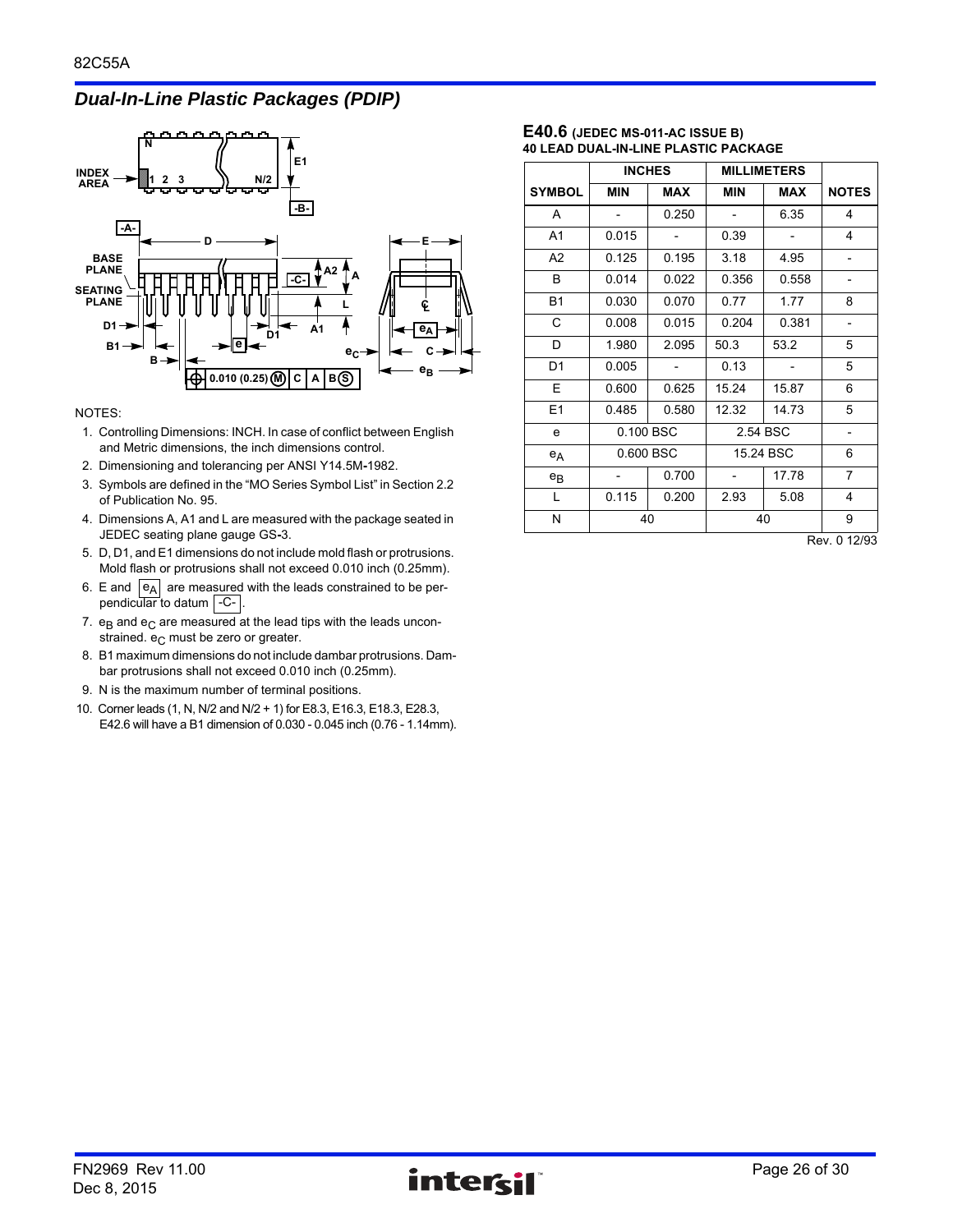## Dual-In-Line Plastic Packages (PDIP)

NOTES:

1. Controlling Dimensions: INCH. In case of conflict between English and Metric dimensions, the inch dimensions control.
2. Dimensioning and tolerancing per ANSI Y14.5M-1982.
3. Symbols are defined in the “MO Series Symbol List” in Section 2.2 of Publication No. 95.
4. Dimensions A, A1 and L are measured with the package seated in JEDEC seating plane gauge GS-3.
5. D, D1, and E1 dimensions do not include mold flash or protrusions. Mold flash or protrusions shall not exceed 0.010 inch (0.25mm).
6. E and $e_A$ are measured with the leads constrained to be perpendicular to datum -C- .
7. $e_B$ and $e_C$ are measured at the lead tips with the leads unconstrained. $e_C$ must be zero or greater.
8. B1 maximum dimensions do not include dambar protrusions. Dambar protrusions shall not exceed 0.010 inch (0.25mm).
9. N is the maximum number of terminal positions.
10. Corner leads (1, N, N/2 and N/2 + 1) for E8.3, E16.3, E18.3, E28.3, E42.6 will have a B1 dimension of 0.030 - 0.045 inch (0.76 - 1.14mm).

**E40.6** (JEDEC MS-011-AC ISSUE B)
**40 LEAD DUAL-IN-LINE PLASTIC PACKAGE**

| SYMBOL | INCHES | | MILLIMETERS | | NOTES |
|---|---|---|---|---|---|
| | MIN | MAX | MIN | MAX | |
| A | - | 0.250 | - | 6.35 | 4 |
| A1 | 0.015 | - | 0.39 | - | 4 |
| A2 | 0.125 | 0.195 | 3.18 | 4.95 | - |
| B | 0.014 | 0.022 | 0.356 | 0.558 | - |
| B1 | 0.030 | 0.070 | 0.77 | 1.77 | 8 |
| C | 0.008 | 0.015 | 0.204 | 0.381 | - |
| D | 1.980 | 2.095 | 50.3 | 53.2 | 5 |
| D1 | 0.005 | - | 0.13 | - | 5 |
| E | 0.600 | 0.625 | 15.24 | 15.87 | 6 |
| E1 | 0.485 | 0.580 | 12.32 | 14.73 | 5 |
| e | 0.100 BSC | | 2.54 BSC | | - |
| $e_A$ | 0.600 BSC | | 15.24 BSC | | 6 |
| $e_B$ | - | 0.700 | - | 17.78 | 7 |
| L | 0.115 | 0.200 | 2.93 | 5.08 | 4 |
| N | 40 | | 40 | | 9 |

Rev. 0 12/93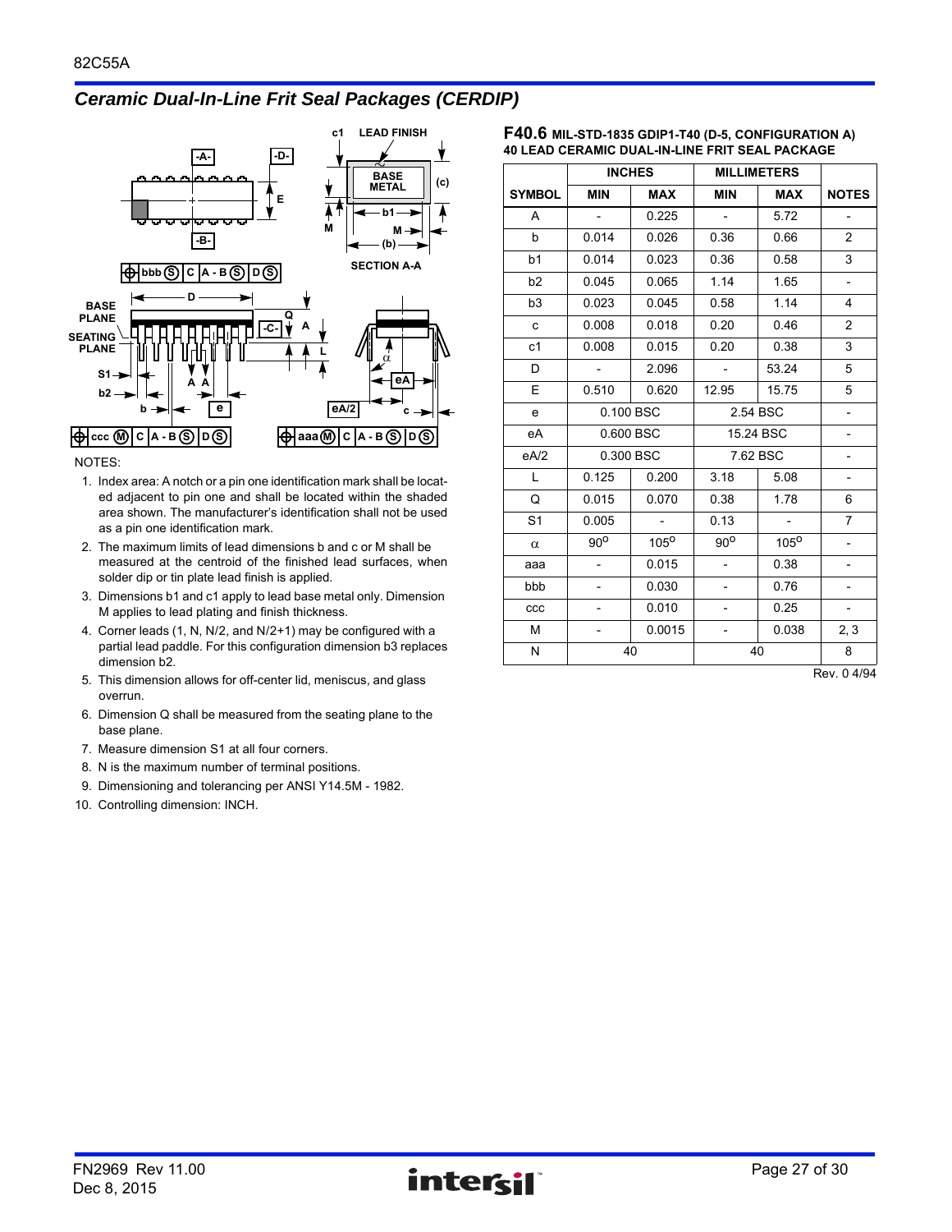## Ceramic Dual-In-Line Frit Seal Packages (CERDIP)

NOTES:

1. Index area: A notch or a pin one identification mark shall be located adjacent to pin one and shall be located within the shaded area shown. The manufacturer's identification shall not be used as a pin one identification mark.
2. The maximum limits of lead dimensions b and c or M shall be measured at the centroid of the finished lead surfaces, when solder dip or tin plate lead finish is applied.
3. Dimensions b1 and c1 apply to lead base metal only. Dimension M applies to lead plating and finish thickness.
4. Corner leads (1, N, N/2, and N/2+1) may be configured with a partial lead paddle. For this configuration dimension b3 replaces dimension b2.
5. This dimension allows for off-center lid, meniscus, and glass overrun.
6. Dimension Q shall be measured from the seating plane to the base plane.
7. Measure dimension S1 at all four corners.
8. N is the maximum number of terminal positions.
9. Dimensioning and tolerancing per ANSI Y14.5M - 1982.
10. Controlling dimension: INCH.

**F40.6** MIL-STD-1835 GDIP1-T40 (D-5, CONFIGURATION A)
40 LEAD CERAMIC DUAL-IN-LINE FRIT SEAL PACKAGE

| SYMBOL | INCHES MIN | INCHES MAX | MILLIMETERS MIN | MILLIMETERS MAX | NOTES |
|---|---|---|---|---|---|
| A | - | 0.225 | - | 5.72 | - |
| b | 0.014 | 0.026 | 0.36 | 0.66 | 2 |
| b1 | 0.014 | 0.023 | 0.36 | 0.58 | 3 |
| b2 | 0.045 | 0.065 | 1.14 | 1.65 | - |
| b3 | 0.023 | 0.045 | 0.58 | 1.14 | 4 |
| c | 0.008 | 0.018 | 0.20 | 0.46 | 2 |
| c1 | 0.008 | 0.015 | 0.20 | 0.38 | 3 |
| D | - | 2.096 | - | 53.24 | 5 |
| E | 0.510 | 0.620 | 12.95 | 15.75 | 5 |
| e | 0.100 BSC | | 2.54 BSC | | - |
| eA | 0.600 BSC | | 15.24 BSC | | - |
| eA/2 | 0.300 BSC | | 7.62 BSC | | - |
| L | 0.125 | 0.200 | 3.18 | 5.08 | - |
| Q | 0.015 | 0.070 | 0.38 | 1.78 | 6 |
| S1 | 0.005 | - | 0.13 | - | 7 |
| $\alpha$ | $90^o$ | $105^o$ | $90^o$ | $105^o$ | - |
| aaa | - | 0.015 | - | 0.38 | - |
| bbb | - | 0.030 | - | 0.76 | - |
| ccc | - | 0.010 | - | 0.25 | - |
| M | - | 0.0015 | - | 0.038 | 2, 3 |
| N | 40 | | 40 | | 8 |

Rev. 0 4/94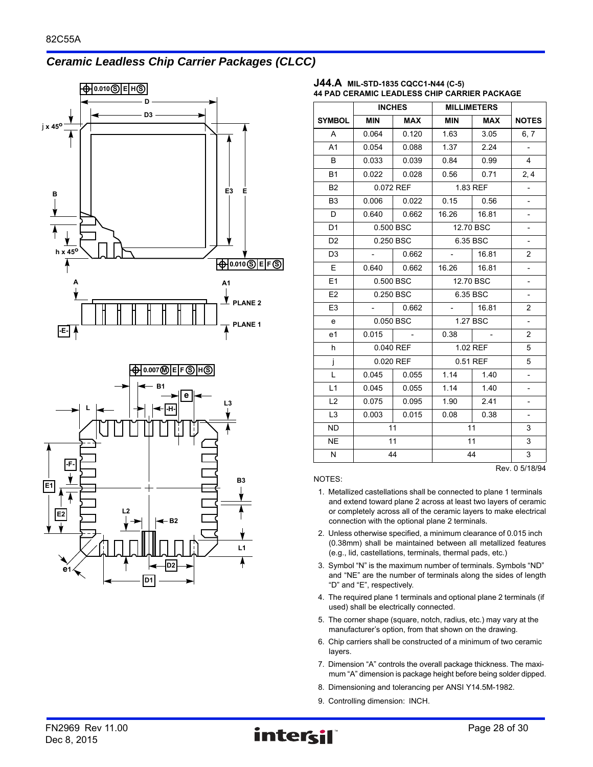## Ceramic Leadless Chip Carrier Packages (CLCC)

### J44.A MIL-STD-1835 CQCC1-N44 (C-5)
**44 PAD CERAMIC LEADLESS CHIP CARRIER PACKAGE**

| SYMBOL | INCHES | | MILLIMETERS | | NOTES |
|---|---|---|---|---|---|
| | MIN | MAX | MIN | MAX | |
| A | 0.064 | 0.120 | 1.63 | 3.05 | 6, 7 |
| A1 | 0.054 | 0.088 | 1.37 | 2.24 | - |
| B | 0.033 | 0.039 | 0.84 | 0.99 | 4 |
| B1 | 0.022 | 0.028 | 0.56 | 0.71 | 2, 4 |
| B2 | 0.072 REF | | 1.83 REF | | - |
| B3 | 0.006 | 0.022 | 0.15 | 0.56 | - |
| D | 0.640 | 0.662 | 16.26 | 16.81 | - |
| D1 | 0.500 BSC | | 12.70 BSC | | - |
| D2 | 0.250 BSC | | 6.35 BSC | | - |
| D3 | - | 0.662 | - | 16.81 | 2 |
| E | 0.640 | 0.662 | 16.26 | 16.81 | - |
| E1 | 0.500 BSC | | 12.70 BSC | | - |
| E2 | 0.250 BSC | | 6.35 BSC | | - |
| E3 | - | 0.662 | - | 16.81 | 2 |
| e | 0.050 BSC | | 1.27 BSC | | - |
| e1 | 0.015 | - | 0.38 | - | 2 |
| h | 0.040 REF | | 1.02 REF | | 5 |
| j | 0.020 REF | | 0.51 REF | | 5 |
| L | 0.045 | 0.055 | 1.14 | 1.40 | - |
| L1 | 0.045 | 0.055 | 1.14 | 1.40 | - |
| L2 | 0.075 | 0.095 | 1.90 | 2.41 | - |
| L3 | 0.003 | 0.015 | 0.08 | 0.38 | - |
| ND | 11 | | 11 | | 3 |
| NE | 11 | | 11 | | 3 |
| N | 44 | | 44 | | 3 |

Rev. 0 5/18/94

NOTES:

1. Metallized castellations shall be connected to plane 1 terminals and extend toward plane 2 across at least two layers of ceramic or completely across all of the ceramic layers to make electrical connection with the optional plane 2 terminals.
2. Unless otherwise specified, a minimum clearance of 0.015 inch (0.38mm) shall be maintained between all metallized features (e.g., lid, castellations, terminals, thermal pads, etc.)
3. Symbol "N" is the maximum number of terminals. Symbols "ND" and "NE" are the number of terminals along the sides of length "D" and "E", respectively.
4. The required plane 1 terminals and optional plane 2 terminals (if used) shall be electrically connected.
5. The corner shape (square, notch, radius, etc.) may vary at the manufacturer's option, from that shown on the drawing.
6. Chip carriers shall be constructed of a minimum of two ceramic layers.
7. Dimension "A" controls the overall package thickness. The maximum "A" dimension is package height before being solder dipped.
8. Dimensioning and tolerancing per ANSI Y14.5M-1982.
9. Controlling dimension: INCH.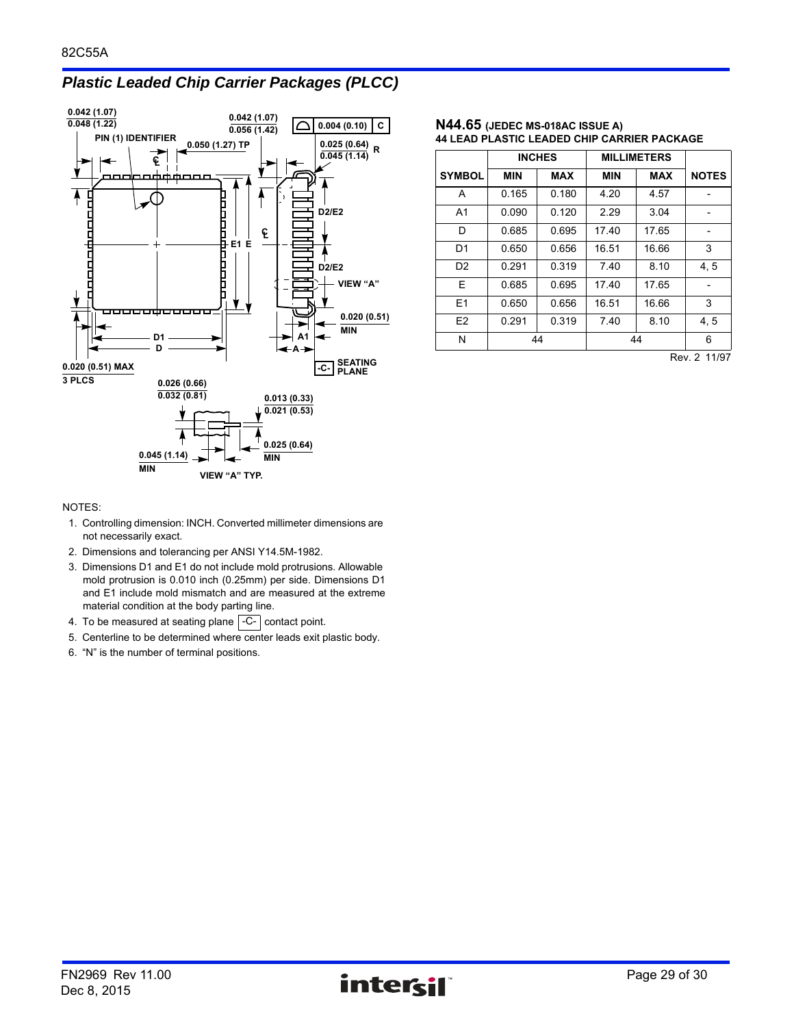## *Plastic Leaded Chip Carrier Packages (PLCC)*

**N44.65** (JEDEC MS-018AC ISSUE A)
**44 LEAD PLASTIC LEADED CHIP CARRIER PACKAGE**

| SYMBOL | INCHES MIN | INCHES MAX | MILLIMETERS MIN | MILLIMETERS MAX | NOTES |
|---|---|---|---|---|---|
| A | 0.165 | 0.180 | 4.20 | 4.57 | - |
| A1 | 0.090 | 0.120 | 2.29 | 3.04 | - |
| D | 0.685 | 0.695 | 17.40 | 17.65 | - |
| D1 | 0.650 | 0.656 | 16.51 | 16.66 | 3 |
| D2 | 0.291 | 0.319 | 7.40 | 8.10 | 4, 5 |
| E | 0.685 | 0.695 | 17.40 | 17.65 | - |
| E1 | 0.650 | 0.656 | 16.51 | 16.66 | 3 |
| E2 | 0.291 | 0.319 | 7.40 | 8.10 | 4, 5 |
| N | 44 | | 44 | | 6 |

Rev. 2 11/97

NOTES:

1. Controlling dimension: INCH. Converted millimeter dimensions are not necessarily exact.
2. Dimensions and tolerancing per ANSI Y14.5M-1982.
3. Dimensions D1 and E1 do not include mold protrusions. Allowable mold protrusion is 0.010 inch (0.25mm) per side. Dimensions D1 and E1 include mold mismatch and are measured at the extreme material condition at the body parting line.
4. To be measured at seating plane -C- contact point.
5. Centerline to be determined where center leads exit plastic body.
6. "N" is the number of terminal positions.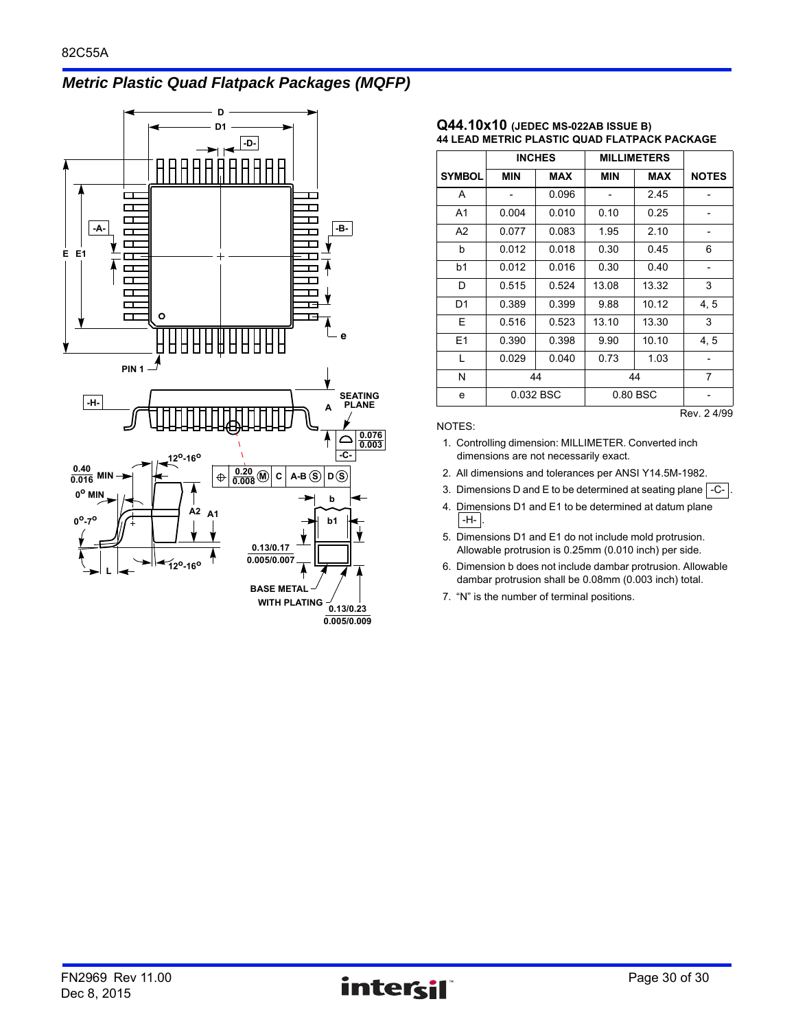## Metric Plastic Quad Flatpack Packages (MQFP)

D
D1
-D-
-A-
-B-
E E1
e
PIN 1
-H-
SEATING PLANE
A
0.076
0.003
-C-
0.40
0.016 MIN
12°-16°
0.20
0.008 (M) C A-B (S) D (S)
0° MIN
A2 A1
b
b1
0°-7°
0.13/0.17
0.005/0.007
L
12°-16°
BASE METAL
WITH PLATING
0.13/0.23
0.005/0.009

### Q44.10x10 (JEDEC MS-022AB ISSUE B)
### 44 LEAD METRIC PLASTIC QUAD FLATPACK PACKAGE

| | INCHES | | MILLIMETERS | | |
|---|---|---|---|---|---|
| SYMBOL | MIN | MAX | MIN | MAX | NOTES |
| A | - | 0.096 | - | 2.45 | - |
| A1 | 0.004 | 0.010 | 0.10 | 0.25 | - |
| A2 | 0.077 | 0.083 | 1.95 | 2.10 | - |
| b | 0.012 | 0.018 | 0.30 | 0.45 | 6 |
| b1 | 0.012 | 0.016 | 0.30 | 0.40 | - |
| D | 0.515 | 0.524 | 13.08 | 13.32 | 3 |
| D1 | 0.389 | 0.399 | 9.88 | 10.12 | 4, 5 |
| E | 0.516 | 0.523 | 13.10 | 13.30 | 3 |
| E1 | 0.390 | 0.398 | 9.90 | 10.10 | 4, 5 |
| L | 0.029 | 0.040 | 0.73 | 1.03 | - |
| N | 44 | | 44 | | 7 |
| e | 0.032 BSC | | 0.80 BSC | | - |

Rev. 2 4/99

NOTES:

1. Controlling dimension: MILLIMETER. Converted inch dimensions are not necessarily exact.
2. All dimensions and tolerances per ANSI Y14.5M-1982.
3. Dimensions D and E to be determined at seating plane -C- .
4. Dimensions D1 and E1 to be determined at datum plane -H- .
5. Dimensions D1 and E1 do not include mold protrusion. Allowable protrusion is 0.25mm (0.010 inch) per side.
6. Dimension b does not include dambar protrusion. Allowable dambar protrusion shall be 0.08mm (0.003 inch) total.
7. "N" is the number of terminal positions.